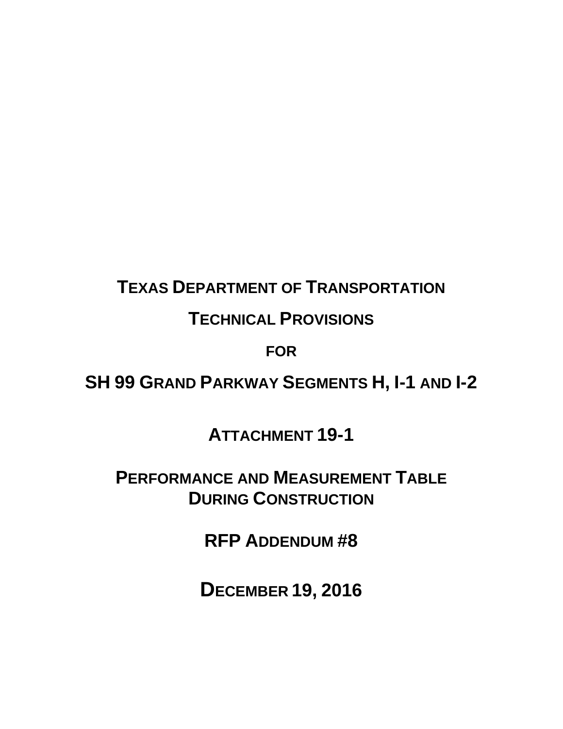# TEXAS DEPARTMENT OF TRANSPORTATION

# TECHNICAL PROVISIONS

# FOR

# SH 99 GRAND PARKWAY SEGMENTS H, I-1 AND I-2

## ATTACHMENT 19-1

## PERFORMANCE AND MEASUREMENT TABLE DURING CONSTRUCTION

## RFP ADDENDUM #8

## DECEMBER 19, 2016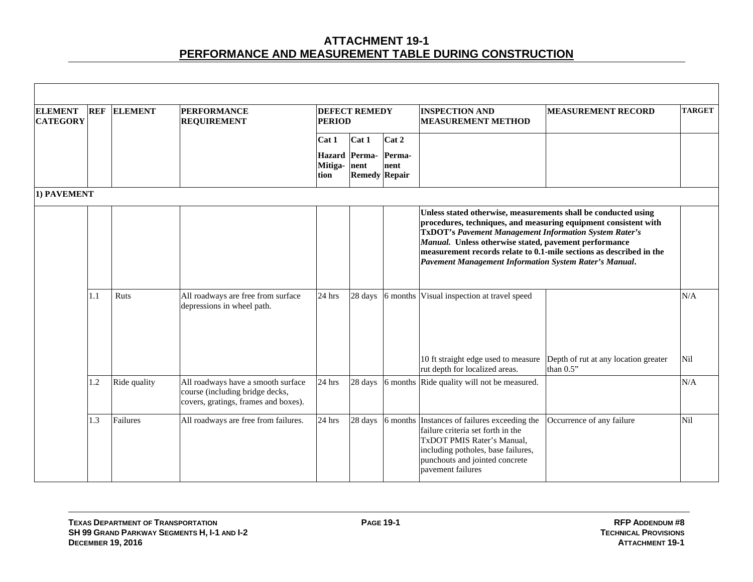# ATTACHMENT 19-1
## PERFORMANCE AND MEASUREMENT TABLE DURING CONSTRUCTION

| ELEMENT CATEGORY | REF | ELEMENT | PERFORMANCE REQUIREMENT | DEFECT REMEDY PERIOD | | | INSPECTION AND MEASUREMENT METHOD | MEASUREMENT RECORD | TARGET |
|---|---|---|---|---|---|---|---|---|---|
| | | | | Cat 1 Hazard Mitigation | Cat 1 Permanent Remedy | Cat 2 Permanent Repair | | | |
| **1) PAVEMENT** | | | | | | | | | |
| | | | | | | | **Unless stated otherwise, measurements shall be conducted using procedures, techniques, and measuring equipment consistent with TxDOT's *Pavement Management Information System Rater's Manual*. Unless otherwise stated, pavement performance measurement records relate to 0.1-mile sections as described in the *Pavement Management Information System Rater's Manual*.** | | |
| | 1.1 | Ruts | All roadways are free from surface depressions in wheel path. | 24 hrs | 28 days | 6 months | Visual inspection at travel speed | | N/A |
| | | | | | | | 10 ft straight edge used to measure rut depth for localized areas. | Depth of rut at any location greater than 0.5" | Nil |
| | 1.2 | Ride quality | All roadways have a smooth surface course (including bridge decks, covers, gratings, frames and boxes). | 24 hrs | 28 days | 6 months | Ride quality will not be measured. | | N/A |
| | 1.3 | Failures | All roadways are free from failures. | 24 hrs | 28 days | 6 months | Instances of failures exceeding the failure criteria set forth in the TxDOT PMIS Rater's Manual, including potholes, base failures, punchouts and jointed concrete pavement failures | Occurrence of any failure | Nil |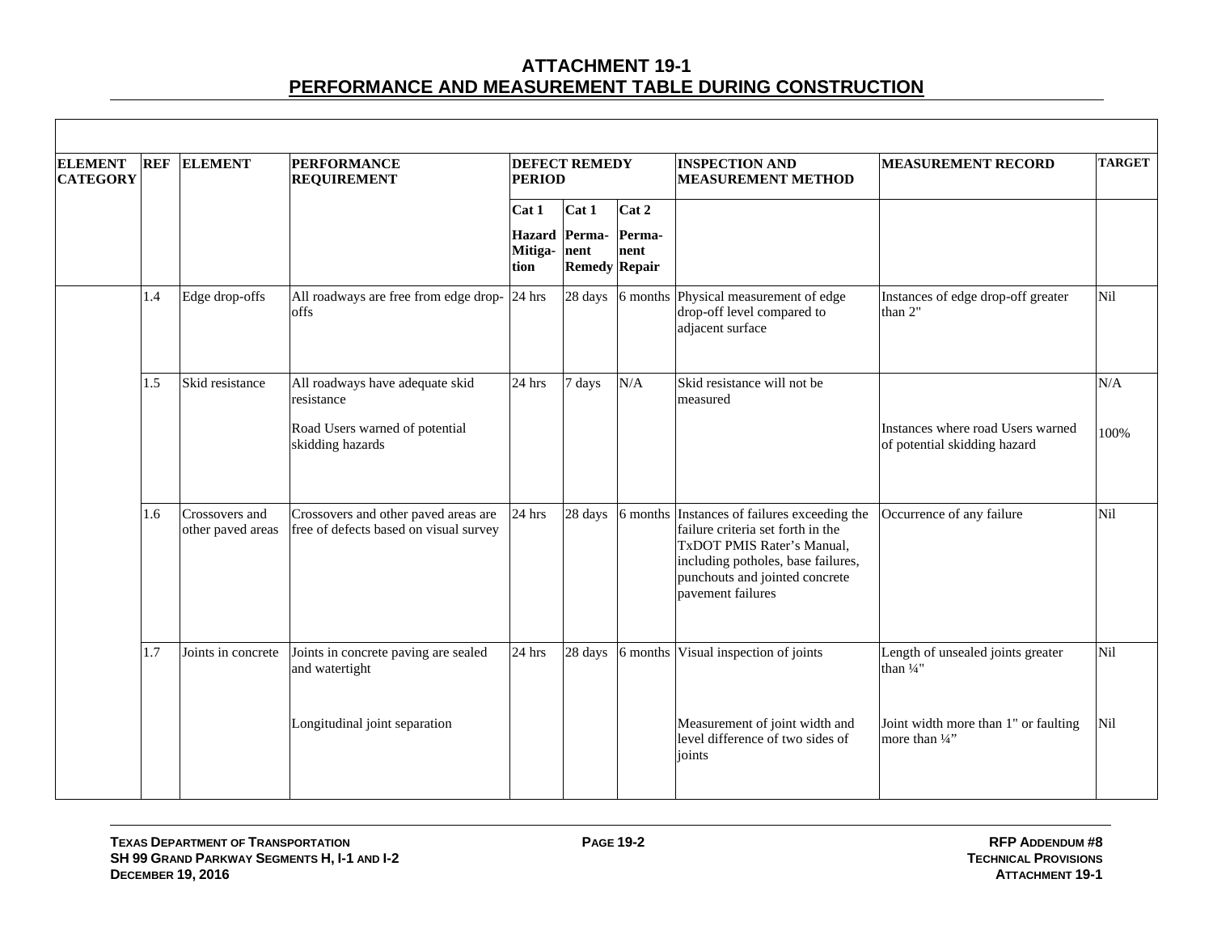# ATTACHMENT 19-1
## PERFORMANCE AND MEASUREMENT TABLE DURING CONSTRUCTION

| ELEMENT CATEGORY | REF | ELEMENT | PERFORMANCE REQUIREMENT | DEFECT REMEDY PERIOD | | | INSPECTION AND MEASUREMENT METHOD | MEASUREMENT RECORD | TARGET |
|---|---|---|---|---|---|---|---|---|---|
| | | | | Cat 1 Hazard Mitiga-tion | Cat 1 Perma-nent Remedy | Cat 2 Perma-nent Repair | | | |
| | 1.4 | Edge drop-offs | All roadways are free from edge drop-offs | 24 hrs | 28 days | 6 months | Physical measurement of edge drop-off level compared to adjacent surface | Instances of edge drop-off greater than 2" | Nil |
| | 1.5 | Skid resistance | All roadways have adequate skid resistance | 24 hrs | 7 days | N/A | Skid resistance will not be measured | | N/A |
| | | | Road Users warned of potential skidding hazards | | | | | Instances where road Users warned of potential skidding hazard | 100% |
| | 1.6 | Crossovers and other paved areas | Crossovers and other paved areas are free of defects based on visual survey | 24 hrs | 28 days | 6 months | Instances of failures exceeding the failure criteria set forth in the TxDOT PMIS Rater's Manual, including potholes, base failures, punchouts and jointed concrete pavement failures | Occurrence of any failure | Nil |
| | 1.7 | Joints in concrete | Joints in concrete paving are sealed and watertight | 24 hrs | 28 days | 6 months | Visual inspection of joints | Length of unsealed joints greater than ¼" | Nil |
| | | | Longitudinal joint separation | | | | Measurement of joint width and level difference of two sides of joints | Joint width more than 1" or faulting more than ¼" | Nil |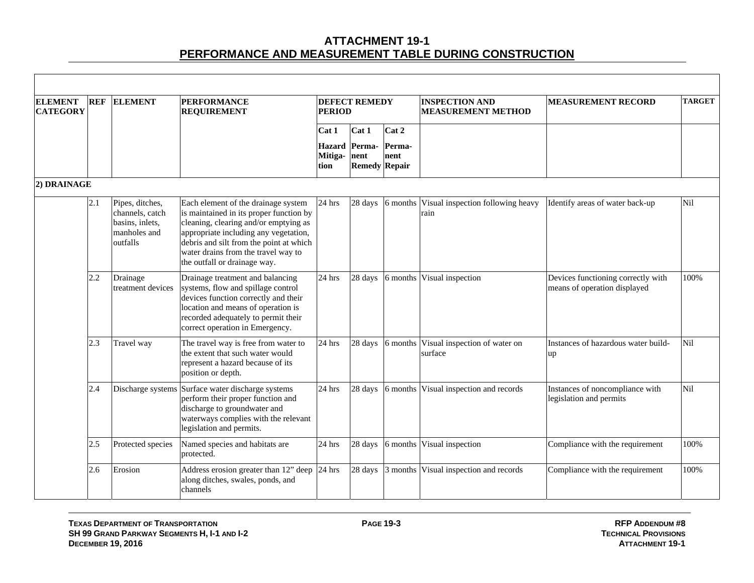# ATTACHMENT 19-1
## PERFORMANCE AND MEASUREMENT TABLE DURING CONSTRUCTION

| ELEMENT CATEGORY | REF | ELEMENT | PERFORMANCE REQUIREMENT | DEFECT REMEDY PERIOD | | | INSPECTION AND MEASUREMENT METHOD | MEASUREMENT RECORD | TARGET |
|---|---|---|---|---|---|---|---|---|---|
| | | | | Cat 1 Hazard Mitiga-tion | Cat 1 Perma-nent Remedy | Cat 2 Perma-nent Repair | | | |
| **2) DRAINAGE** | | | | | | | | | |
| | 2.1 | Pipes, ditches, channels, catch basins, inlets, manholes and outfalls | Each element of the drainage system is maintained in its proper function by cleaning, clearing and/or emptying as appropriate including any vegetation, debris and silt from the point at which water drains from the travel way to the outfall or drainage way. | 24 hrs | 28 days | 6 months | Visual inspection following heavy rain | Identify areas of water back-up | Nil |
| | 2.2 | Drainage treatment devices | Drainage treatment and balancing systems, flow and spillage control devices function correctly and their location and means of operation is recorded adequately to permit their correct operation in Emergency. | 24 hrs | 28 days | 6 months | Visual inspection | Devices functioning correctly with means of operation displayed | 100% |
| | 2.3 | Travel way | The travel way is free from water to the extent that such water would represent a hazard because of its position or depth. | 24 hrs | 28 days | 6 months | Visual inspection of water on surface | Instances of hazardous water build-up | Nil |
| | 2.4 | Discharge systems | Surface water discharge systems perform their proper function and discharge to groundwater and waterways complies with the relevant legislation and permits. | 24 hrs | 28 days | 6 months | Visual inspection and records | Instances of noncompliance with legislation and permits | Nil |
| | 2.5 | Protected species | Named species and habitats are protected. | 24 hrs | 28 days | 6 months | Visual inspection | Compliance with the requirement | 100% |
| | 2.6 | Erosion | Address erosion greater than 12" deep along ditches, swales, ponds, and channels | 24 hrs | 28 days | 3 months | Visual inspection and records | Compliance with the requirement | 100% |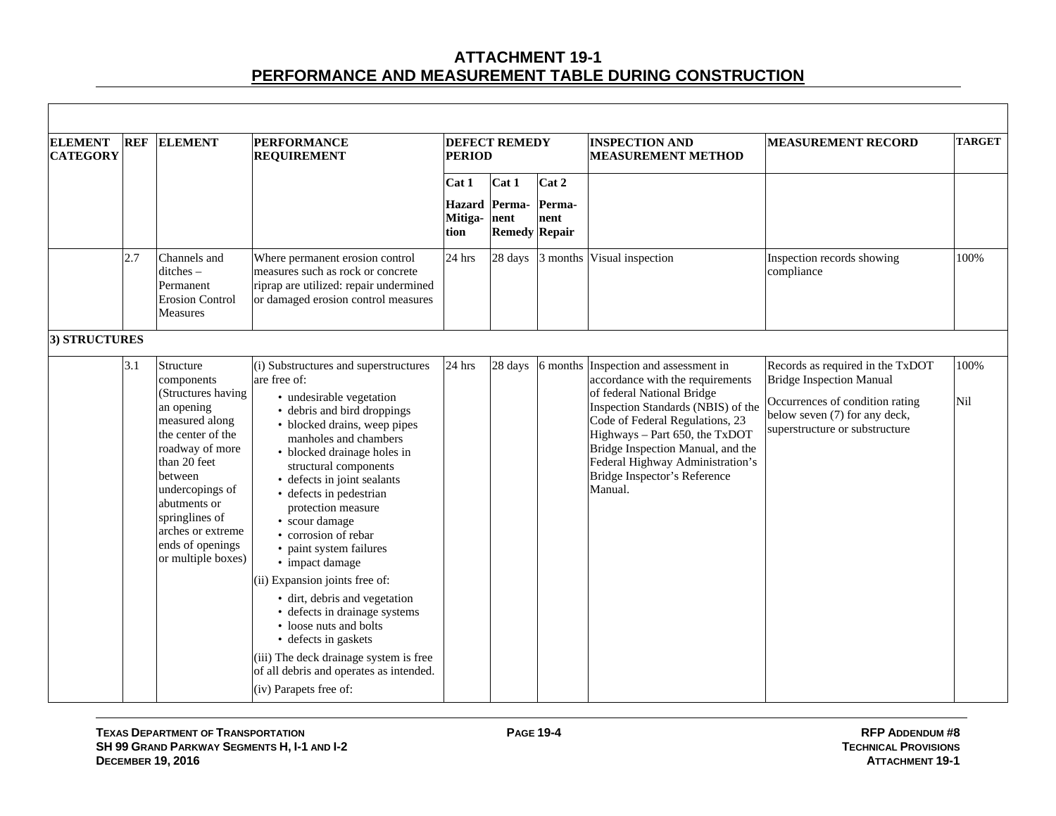## ATTACHMENT 19-1
## PERFORMANCE AND MEASUREMENT TABLE DURING CONSTRUCTION

| ELEMENT CATEGORY | REF | ELEMENT | PERFORMANCE REQUIREMENT | DEFECT REMEDY PERIOD | | | INSPECTION AND MEASUREMENT METHOD | MEASUREMENT RECORD | TARGET |
|---|---|---|---|---|---|---|---|---|---|
| | | | | Cat 1 Hazard Mitiga-tion | Cat 1 Perma-nent Remedy | Cat 2 Perma-nent Repair | | | |
| | 2.7 | Channels and ditches – Permanent Erosion Control Measures | Where permanent erosion control measures such as rock or concrete riprap are utilized: repair undermined or damaged erosion control measures | 24 hrs | 28 days | 3 months | Visual inspection | Inspection records showing compliance | 100% |
| **3) STRUCTURES** | | | | | | | | | |
| | 3.1 | Structure components (Structures having an opening measured along the center of the roadway of more than 20 feet between undercopings of abutments or springlines of arches or extreme ends of openings or multiple boxes) | (i) Substructures and superstructures are free of:<br>• undesirable vegetation<br>• debris and bird droppings<br>• blocked drains, weep pipes manholes and chambers<br>• blocked drainage holes in structural components<br>• defects in joint sealants<br>• defects in pedestrian protection measure<br>• scour damage<br>• corrosion of rebar<br>• paint system failures<br>• impact damage<br>(ii) Expansion joints free of:<br>• dirt, debris and vegetation<br>• defects in drainage systems<br>• loose nuts and bolts<br>• defects in gaskets<br>(iii) The deck drainage system is free of all debris and operates as intended.<br>(iv) Parapets free of: | 24 hrs | 28 days | 6 months | Inspection and assessment in accordance with the requirements of federal National Bridge Inspection Standards (NBIS) of the Code of Federal Regulations, 23 Highways – Part 650, the TxDOT Bridge Inspection Manual, and the Federal Highway Administration's Bridge Inspector's Reference Manual. | Records as required in the TxDOT Bridge Inspection Manual<br><br>Occurrences of condition rating below seven (7) for any deck, superstructure or substructure | 100%<br><br>Nil |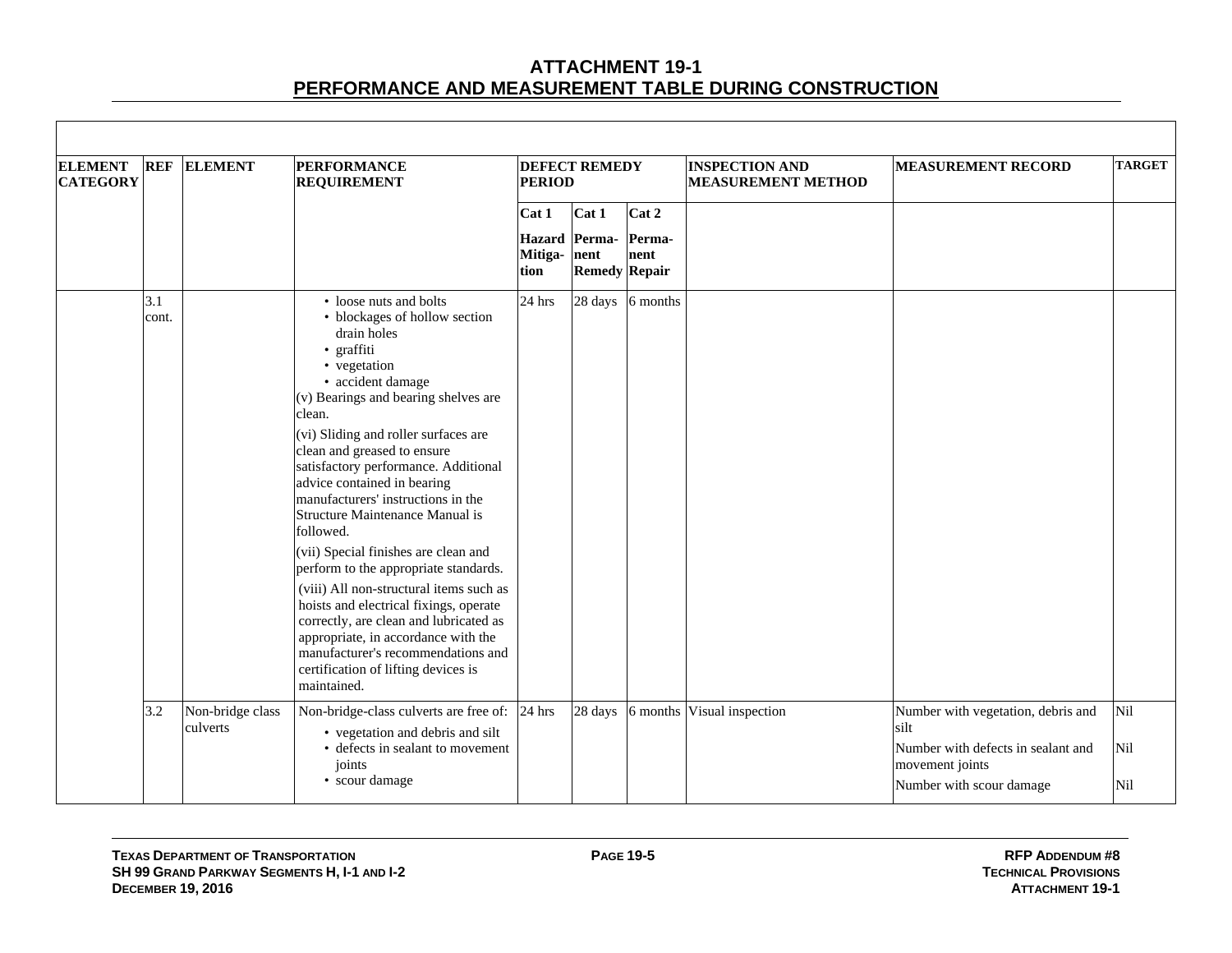# ATTACHMENT 19-1
## PERFORMANCE AND MEASUREMENT TABLE DURING CONSTRUCTION

| ELEMENT CATEGORY | REF | ELEMENT | PERFORMANCE REQUIREMENT | DEFECT REMEDY PERIOD | | | INSPECTION AND MEASUREMENT METHOD | MEASUREMENT RECORD | TARGET |
|---|---|---|---|---|---|---|---|---|---|
| | | | | Cat 1<br>Hazard Mitigation | Cat 1<br>Permanent Remedy | Cat 2<br>Permanent Repair | | | |
| | 3.1 cont. | | • loose nuts and bolts<br>• blockages of hollow section drain holes<br>• graffiti<br>• vegetation<br>• accident damage<br>(v) Bearings and bearing shelves are clean.<br>(vi) Sliding and roller surfaces are clean and greased to ensure satisfactory performance. Additional advice contained in bearing manufacturers' instructions in the Structure Maintenance Manual is followed.<br>(vii) Special finishes are clean and perform to the appropriate standards.<br>(viii) All non-structural items such as hoists and electrical fixings, operate correctly, are clean and lubricated as appropriate, in accordance with the manufacturer's recommendations and certification of lifting devices is maintained. | 24 hrs | 28 days | 6 months | | | |
| | 3.2 | Non-bridge class culverts | Non-bridge-class culverts are free of:<br>• vegetation and debris and silt<br>• defects in sealant to movement joints<br>• scour damage | 24 hrs | 28 days | 6 months | Visual inspection | Number with vegetation, debris and silt<br>Number with defects in sealant and movement joints<br>Number with scour damage | Nil<br>Nil<br>Nil |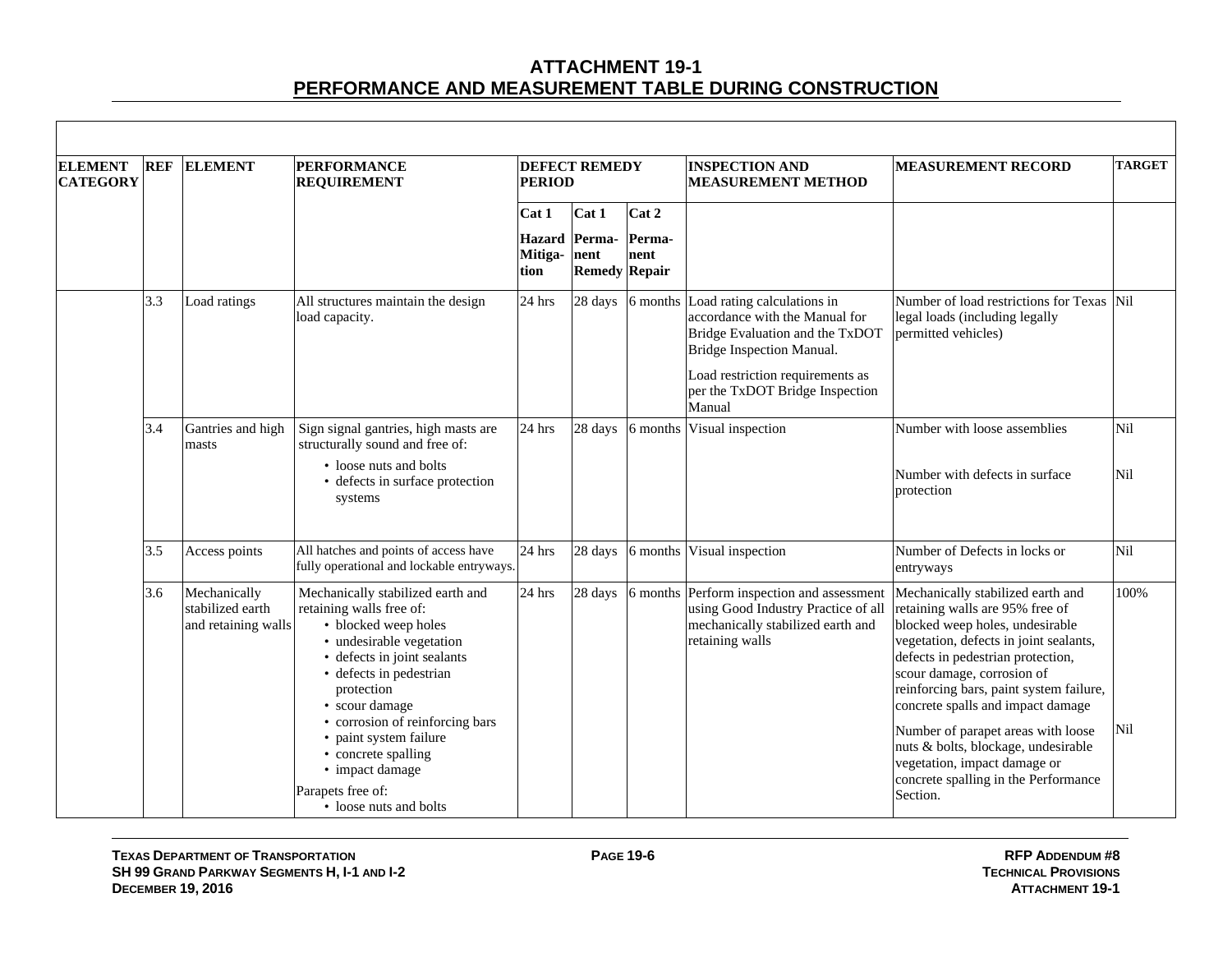# ATTACHMENT 19-1
## PERFORMANCE AND MEASUREMENT TABLE DURING CONSTRUCTION

| ELEMENT CATEGORY | REF | ELEMENT | PERFORMANCE REQUIREMENT | DEFECT REMEDY PERIOD | | | INSPECTION AND MEASUREMENT METHOD | MEASUREMENT RECORD | TARGET |
|---|---|---|---|---|---|---|---|---|---|
| | | | | Cat 1 Hazard Mitigation | Cat 1 Permanent Remedy | Cat 2 Permanent Repair | | | |
| | 3.3 | Load ratings | All structures maintain the design load capacity. | 24 hrs | 28 days | 6 months | Load rating calculations in accordance with the Manual for Bridge Evaluation and the TxDOT Bridge Inspection Manual.<br><br>Load restriction requirements as per the TxDOT Bridge Inspection Manual | Number of load restrictions for Texas legal loads (including legally permitted vehicles) | Nil |
| | 3.4 | Gantries and high masts | Sign signal gantries, high masts are structurally sound and free of:<br>• loose nuts and bolts<br>• defects in surface protection systems | 24 hrs | 28 days | 6 months | Visual inspection | Number with loose assemblies<br><br>Number with defects in surface protection | Nil<br><br>Nil |
| | 3.5 | Access points | All hatches and points of access have fully operational and lockable entryways. | 24 hrs | 28 days | 6 months | Visual inspection | Number of Defects in locks or entryways | Nil |
| | 3.6 | Mechanically stabilized earth and retaining walls | Mechanically stabilized earth and retaining walls free of:<br>• blocked weep holes<br>• undesirable vegetation<br>• defects in joint sealants<br>• defects in pedestrian protection<br>• scour damage<br>• corrosion of reinforcing bars<br>• paint system failure<br>• concrete spalling<br>• impact damage<br>Parapets free of:<br>• loose nuts and bolts | 24 hrs | 28 days | 6 months | Perform inspection and assessment using Good Industry Practice of all mechanically stabilized earth and retaining walls | Mechanically stabilized earth and retaining walls are 95% free of blocked weep holes, undesirable vegetation, defects in joint sealants, defects in pedestrian protection, scour damage, corrosion of reinforcing bars, paint system failure, concrete spalls and impact damage<br><br>Number of parapet areas with loose nuts & bolts, blockage, undesirable vegetation, impact damage or concrete spalling in the Performance Section. | 100%<br><br>Nil |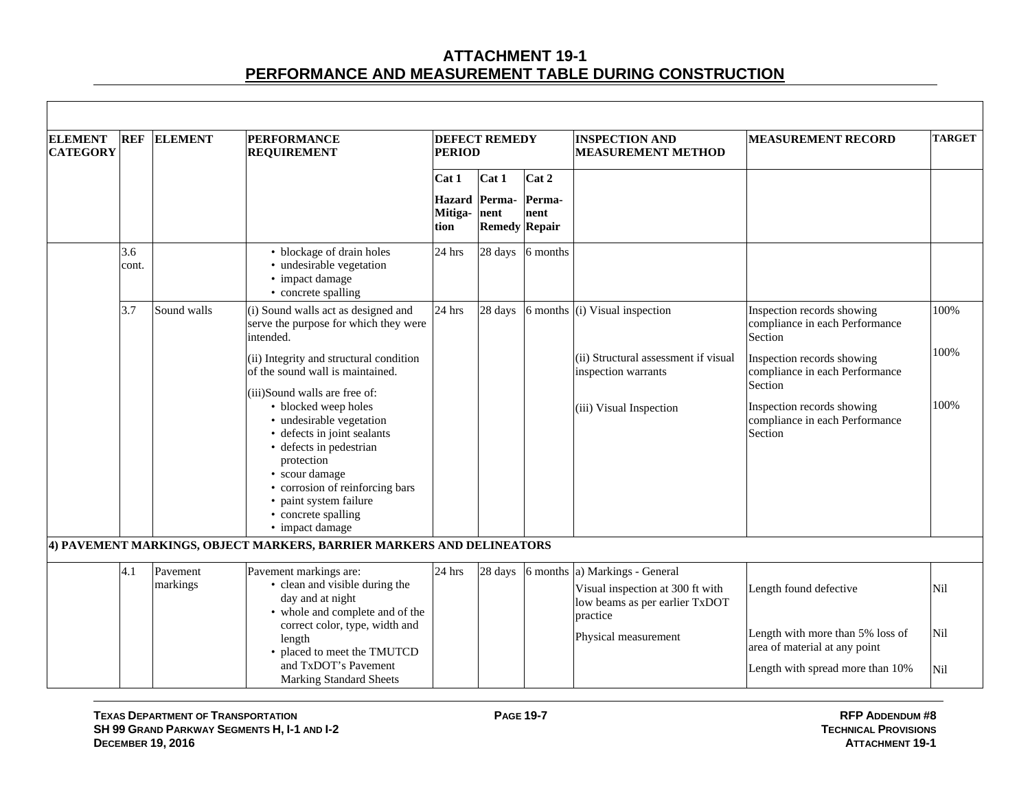# ATTACHMENT 19-1
## PERFORMANCE AND MEASUREMENT TABLE DURING CONSTRUCTION

| ELEMENT CATEGORY | REF | ELEMENT | PERFORMANCE REQUIREMENT | DEFECT REMEDY PERIOD | | | INSPECTION AND MEASUREMENT METHOD | MEASUREMENT RECORD | TARGET |
|---|---|---|---|---|---|---|---|---|---|
| | | | | Cat 1 Hazard Mitiga-tion | Cat 1 Perma-nent Remedy | Cat 2 Perma-nent Repair | | | |
| | 3.6 cont. | | • blockage of drain holes<br>• undesirable vegetation<br>• impact damage<br>• concrete spalling | 24 hrs | 28 days | 6 months | | | |
| | 3.7 | Sound walls | (i) Sound walls act as designed and serve the purpose for which they were intended. | 24 hrs | 28 days | 6 months | (i) Visual inspection | Inspection records showing compliance in each Performance Section | 100% |
| | | | (ii) Integrity and structural condition of the sound wall is maintained. | | | | (ii) Structural assessment if visual inspection warrants | Inspection records showing compliance in each Performance Section | 100% |
| | | | (iii)Sound walls are free of:<br>• blocked weep holes<br>• undesirable vegetation<br>• defects in joint sealants<br>• defects in pedestrian protection<br>• scour damage<br>• corrosion of reinforcing bars<br>• paint system failure<br>• concrete spalling<br>• impact damage | | | | (iii) Visual Inspection | Inspection records showing compliance in each Performance Section | 100% |
| **4) PAVEMENT MARKINGS, OBJECT MARKERS, BARRIER MARKERS AND DELINEATORS** | | | | | | | | | |
| | 4.1 | Pavement markings | Pavement markings are:<br>• clean and visible during the day and at night<br>• whole and complete and of the correct color, type, width and length<br>• placed to meet the TMUTCD and TxDOT's Pavement Marking Standard Sheets | 24 hrs | 28 days | 6 months | a) Markings - General<br>Visual inspection at 300 ft with low beams as per earlier TxDOT practice | Length found defective | Nil |
| | | | | | | | Physical measurement | Length with more than 5% loss of area of material at any point | Nil |
| | | | | | | | | Length with spread more than 10% | Nil |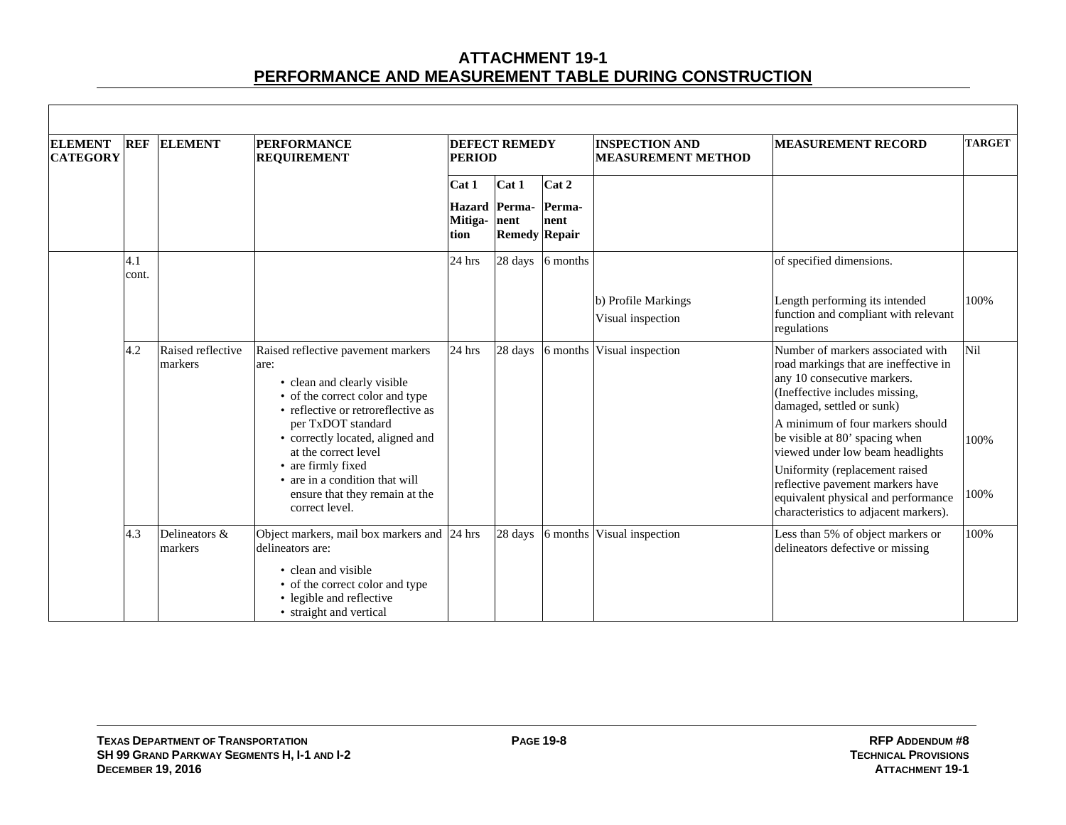## ATTACHMENT 19-1

## PERFORMANCE AND MEASUREMENT TABLE DURING CONSTRUCTION

| ELEMENT CATEGORY | REF | ELEMENT | PERFORMANCE REQUIREMENT | DEFECT REMEDY PERIOD | | | INSPECTION AND MEASUREMENT METHOD | MEASUREMENT RECORD | TARGET |
|---|---|---|---|---|---|---|---|---|---|
| | | | | Cat 1 Hazard Mitiga-tion | Cat 1 Perma-nent Remedy | Cat 2 Perma-nent Repair | | | |
| | 4.1 cont. | | | 24 hrs | 28 days | 6 months | | of specified dimensions. | |
| | | | | | | | b) Profile Markings<br>Visual inspection | Length performing its intended function and compliant with relevant regulations | 100% |
| | 4.2 | Raised reflective markers | Raised reflective pavement markers are:<br>• clean and clearly visible<br>• of the correct color and type<br>• reflective or retroreflective as per TxDOT standard<br>• correctly located, aligned and at the correct level<br>• are firmly fixed<br>• are in a condition that will ensure that they remain at the correct level. | 24 hrs | 28 days | 6 months | Visual inspection | Number of markers associated with road markings that are ineffective in any 10 consecutive markers. (Ineffective includes missing, damaged, settled or sunk)<br>A minimum of four markers should be visible at 80' spacing when viewed under low beam headlights<br>Uniformity (replacement raised reflective pavement markers have equivalent physical and performance characteristics to adjacent markers). | Nil<br><br>100%<br><br>100% |
| | 4.3 | Delineators & markers | Object markers, mail box markers and delineators are:<br>• clean and visible<br>• of the correct color and type<br>• legible and reflective<br>• straight and vertical | 24 hrs | 28 days | 6 months | Visual inspection | Less than 5% of object markers or delineators defective or missing | 100% |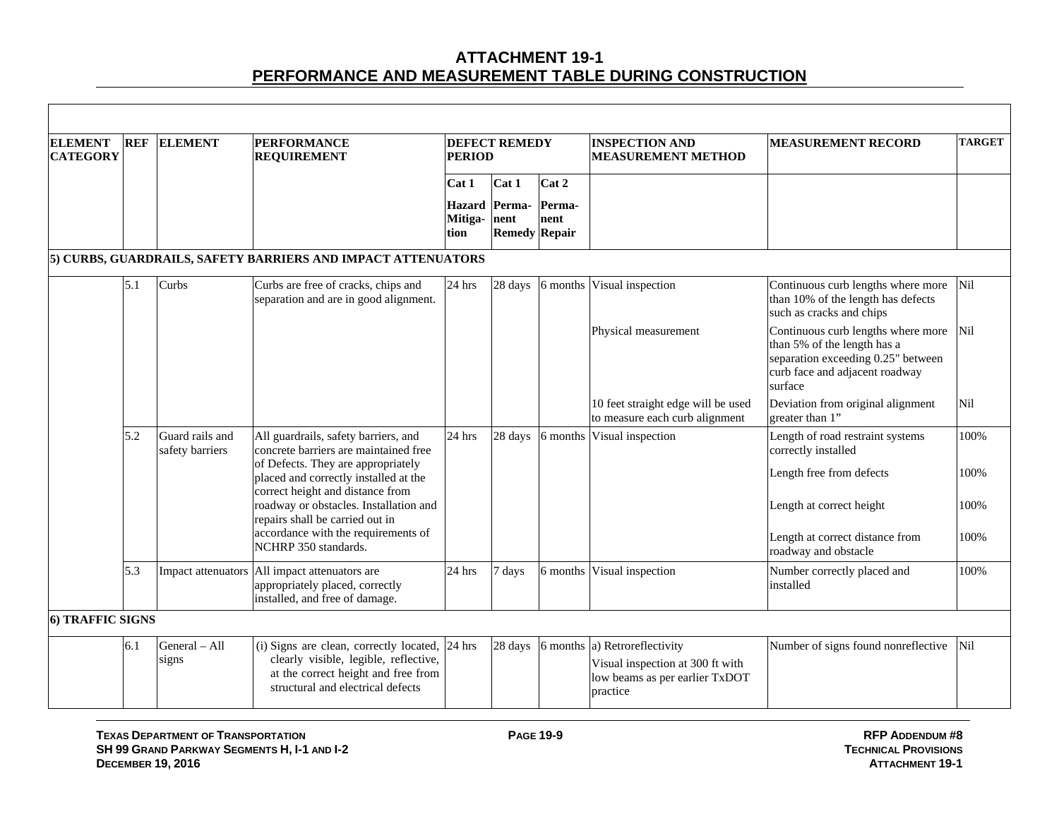# ATTACHMENT 19-1
## PERFORMANCE AND MEASUREMENT TABLE DURING CONSTRUCTION

| ELEMENT CATEGORY | REF | ELEMENT | PERFORMANCE REQUIREMENT | DEFECT REMEDY PERIOD | | | INSPECTION AND MEASUREMENT METHOD | MEASUREMENT RECORD | TARGET |
|---|---|---|---|---|---|---|---|---|---|
| | | | | Cat 1 Hazard Mitiga-tion | Cat 1 Perma-nent Remedy | Cat 2 Perma-nent Repair | | | |
| **5) CURBS, GUARDRAILS, SAFETY BARRIERS AND IMPACT ATTENUATORS** | | | | | | | | | |
| | 5.1 | Curbs | Curbs are free of cracks, chips and separation and are in good alignment. | 24 hrs | 28 days | 6 months | Visual inspection | Continuous curb lengths where more than 10% of the length has defects such as cracks and chips | Nil |
| | | | | | | | Physical measurement | Continuous curb lengths where more than 5% of the length has a separation exceeding 0.25" between curb face and adjacent roadway surface | Nil |
| | | | | | | | 10 feet straight edge will be used to measure each curb alignment | Deviation from original alignment greater than 1" | Nil |
| | 5.2 | Guard rails and safety barriers | All guardrails, safety barriers, and concrete barriers are maintained free of Defects. They are appropriately placed and correctly installed at the correct height and distance from roadway or obstacles. Installation and repairs shall be carried out in accordance with the requirements of NCHRP 350 standards. | 24 hrs | 28 days | 6 months | Visual inspection | Length of road restraint systems correctly installed | 100% |
| | | | | | | | | Length free from defects | 100% |
| | | | | | | | | Length at correct height | 100% |
| | | | | | | | | Length at correct distance from roadway and obstacle | 100% |
| | 5.3 | Impact attenuators | All impact attenuators are appropriately placed, correctly installed, and free of damage. | 24 hrs | 7 days | 6 months | Visual inspection | Number correctly placed and installed | 100% |
| **6) TRAFFIC SIGNS** | | | | | | | | | |
| | 6.1 | General – All signs | (i) Signs are clean, correctly located, clearly visible, legible, reflective, at the correct height and free from structural and electrical defects | 24 hrs | 28 days | 6 months | a) Retroreflectivity<br>Visual inspection at 300 ft with low beams as per earlier TxDOT practice | Number of signs found nonreflective | Nil |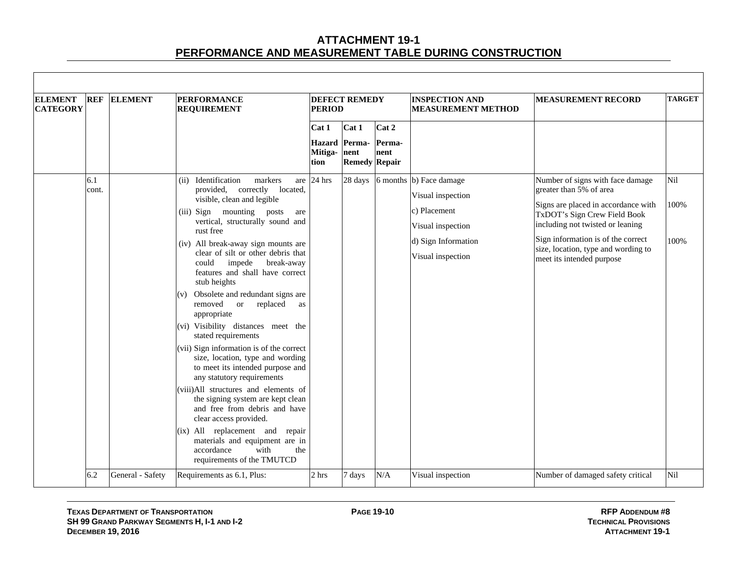# ATTACHMENT 19-1
## PERFORMANCE AND MEASUREMENT TABLE DURING CONSTRUCTION

| ELEMENT CATEGORY | REF | ELEMENT | PERFORMANCE REQUIREMENT | DEFECT REMEDY PERIOD | | | INSPECTION AND MEASUREMENT METHOD | MEASUREMENT RECORD | TARGET |
|---|---|---|---|---|---|---|---|---|---|
| | | | | Cat 1 Hazard Mitiga-tion | Cat 1 Perma-nent Remedy | Cat 2 Perma-nent Repair | | | |
| | 6.1 cont. | | (ii) Identification markers are provided, correctly located, visible, clean and legible<br>(iii) Sign mounting posts are vertical, structurally sound and rust free<br>(iv) All break-away sign mounts are clear of silt or other debris that could impede break-away features and shall have correct stub heights<br>(v) Obsolete and redundant signs are removed or replaced as appropriate<br>(vi) Visibility distances meet the stated requirements<br>(vii) Sign information is of the correct size, location, type and wording to meet its intended purpose and any statutory requirements<br>(viii) All structures and elements of the signing system are kept clean and free from debris and have clear access provided.<br>(ix) All replacement and repair materials and equipment are in accordance with the requirements of the TMUTCD | 24 hrs | 28 days | 6 months | b) Face damage<br>Visual inspection<br>c) Placement<br>Visual inspection<br>d) Sign Information<br>Visual inspection | Number of signs with face damage greater than 5% of area<br>Signs are placed in accordance with TxDOT's Sign Crew Field Book including not twisted or leaning<br>Sign information is of the correct size, location, type and wording to meet its intended purpose | Nil<br>100%<br>100% |
| | 6.2 | General - Safety | Requirements as 6.1, Plus: | 2 hrs | 7 days | N/A | Visual inspection | Number of damaged safety critical | Nil |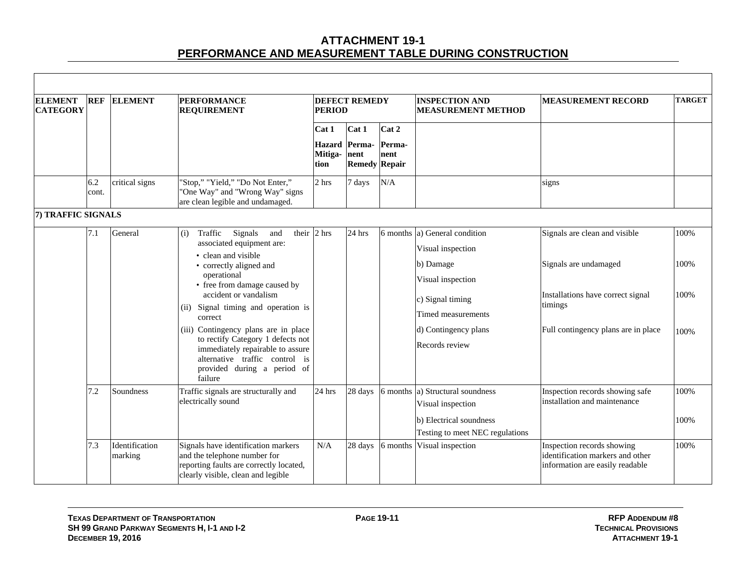# ATTACHMENT 19-1
## PERFORMANCE AND MEASUREMENT TABLE DURING CONSTRUCTION

| ELEMENT CATEGORY | REF | ELEMENT | PERFORMANCE REQUIREMENT | DEFECT REMEDY PERIOD | | | INSPECTION AND MEASUREMENT METHOD | MEASUREMENT RECORD | TARGET |
|---|---|---|---|---|---|---|---|---|---|
| | | | | Cat 1 Hazard Mitiga-tion | Cat 1 Perma-nent Remedy | Cat 2 Perma-nent Repair | | | |
| | 6.2 cont. | critical signs | "Stop," "Yield," "Do Not Enter," "One Way" and "Wrong Way" signs are clean legible and undamaged. | 2 hrs | 7 days | N/A | | signs | |
| **7) TRAFFIC SIGNALS** | | | | | | | | | |
| | 7.1 | General | (i) Traffic Signals and their associated equipment are: • clean and visible • correctly aligned and operational • free from damage caused by accident or vandalism (ii) Signal timing and operation is correct (iii) Contingency plans are in place to rectify Category 1 defects not immediately repairable to assure alternative traffic control is provided during a period of failure | 2 hrs | 24 hrs | 6 months | a) General condition Visual inspection b) Damage Visual inspection c) Signal timing Timed measurements d) Contingency plans Records review | Signals are clean and visible Signals are undamaged Installations have correct signal timings Full contingency plans are in place | 100% 100% 100% 100% |
| | 7.2 | Soundness | Traffic signals are structurally and electrically sound | 24 hrs | 28 days | 6 months | a) Structural soundness Visual inspection b) Electrical soundness Testing to meet NEC regulations | Inspection records showing safe installation and maintenance | 100% 100% |
| | 7.3 | Identification marking | Signals have identification markers and the telephone number for reporting faults are correctly located, clearly visible, clean and legible | N/A | 28 days | 6 months | Visual inspection | Inspection records showing identification markers and other information are easily readable | 100% |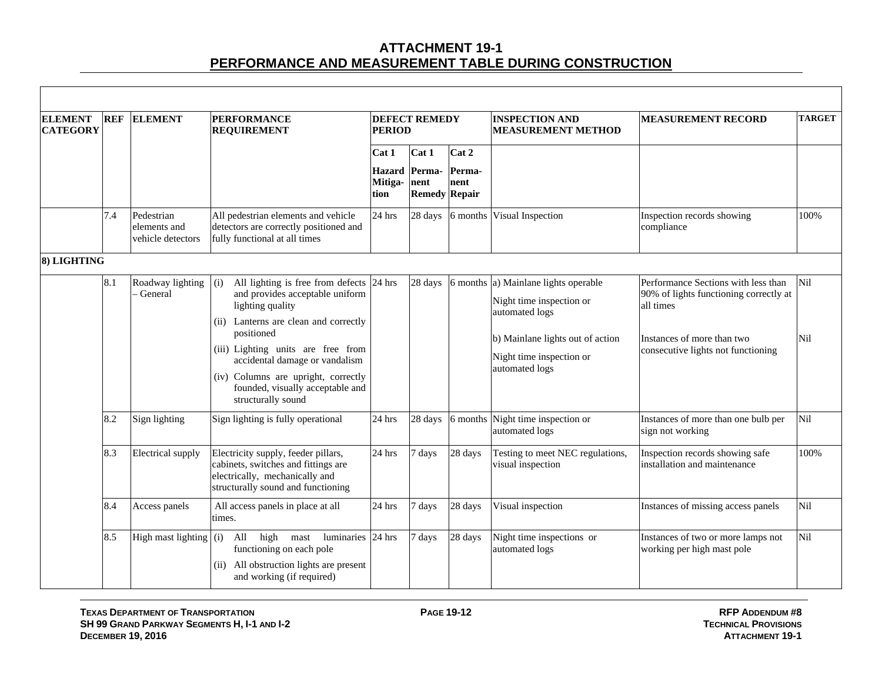# ATTACHMENT 19-1
## PERFORMANCE AND MEASUREMENT TABLE DURING CONSTRUCTION

| ELEMENT CATEGORY | REF | ELEMENT | PERFORMANCE REQUIREMENT | DEFECT REMEDY PERIOD | | | INSPECTION AND MEASUREMENT METHOD | MEASUREMENT RECORD | TARGET |
|---|---|---|---|---|---|---|---|---|---|
| | | | | Cat 1 Hazard Mitigation | Cat 1 Permanent Remedy | Cat 2 Permanent Repair | | | |
| | 7.4 | Pedestrian elements and vehicle detectors | All pedestrian elements and vehicle detectors are correctly positioned and fully functional at all times | 24 hrs | 28 days | 6 months | Visual Inspection | Inspection records showing compliance | 100% |
| **8) LIGHTING** | | | | | | | | | |
| | 8.1 | Roadway lighting – General | (i) All lighting is free from defects and provides acceptable uniform lighting quality<br>(ii) Lanterns are clean and correctly positioned<br>(iii) Lighting units are free from accidental damage or vandalism<br>(iv) Columns are upright, correctly founded, visually acceptable and structurally sound | 24 hrs | 28 days | 6 months | a) Mainlane lights operable<br>Night time inspection or automated logs<br><br>b) Mainlane lights out of action<br>Night time inspection or automated logs | Performance Sections with less than 90% of lights functioning correctly at all times<br><br>Instances of more than two consecutive lights not functioning | Nil<br><br>Nil |
| | 8.2 | Sign lighting | Sign lighting is fully operational | 24 hrs | 28 days | 6 months | Night time inspection or automated logs | Instances of more than one bulb per sign not working | Nil |
| | 8.3 | Electrical supply | Electricity supply, feeder pillars, cabinets, switches and fittings are electrically, mechanically and structurally sound and functioning | 24 hrs | 7 days | 28 days | Testing to meet NEC regulations, visual inspection | Inspection records showing safe installation and maintenance | 100% |
| | 8.4 | Access panels | All access panels in place at all times. | 24 hrs | 7 days | 28 days | Visual inspection | Instances of missing access panels | Nil |
| | 8.5 | High mast lighting | (i) All high mast luminaries functioning on each pole<br>(ii) All obstruction lights are present and working (if required) | 24 hrs | 7 days | 28 days | Night time inspections or automated logs | Instances of two or more lamps not working per high mast pole | Nil |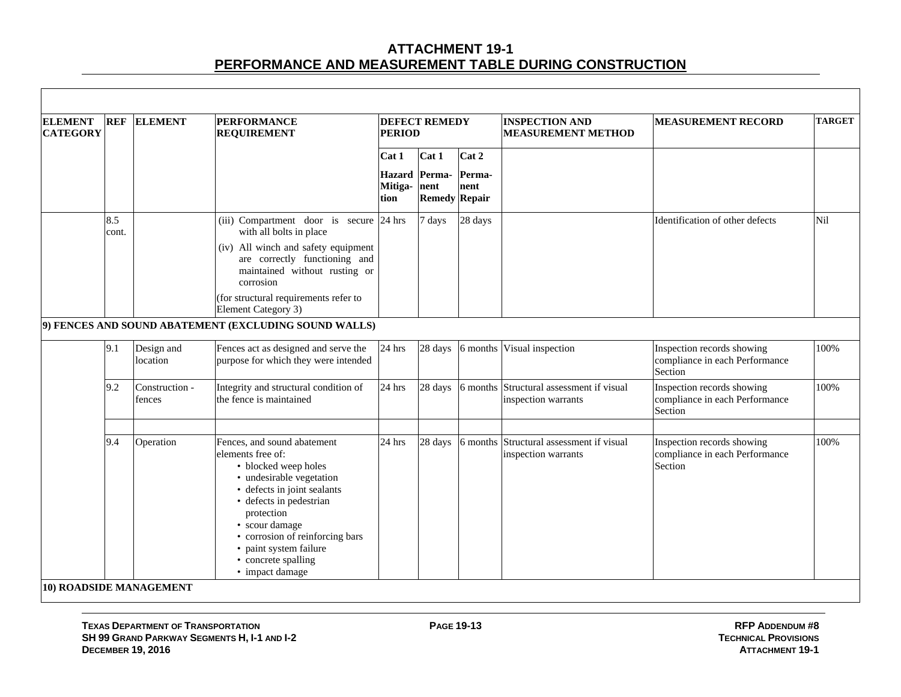# ATTACHMENT 19-1
## PERFORMANCE AND MEASUREMENT TABLE DURING CONSTRUCTION

| ELEMENT CATEGORY | REF | ELEMENT | PERFORMANCE REQUIREMENT | DEFECT REMEDY PERIOD | | | INSPECTION AND MEASUREMENT METHOD | MEASUREMENT RECORD | TARGET |
|---|---|---|---|---|---|---|---|---|---|
| | | | | Cat 1 Hazard Mitiga-tion | Cat 1 Perma-nent Remedy | Cat 2 Perma-nent Repair | | | |
| | 8.5 cont. | | (iii) Compartment door is secure with all bolts in place<br>(iv) All winch and safety equipment are correctly functioning and maintained without rusting or corrosion<br>(for structural requirements refer to Element Category 3) | 24 hrs | 7 days | 28 days | | Identification of other defects | Nil |
| **9) FENCES AND SOUND ABATEMENT (EXCLUDING SOUND WALLS)** | | | | | | | | | |
| | 9.1 | Design and location | Fences act as designed and serve the purpose for which they were intended | 24 hrs | 28 days | 6 months | Visual inspection | Inspection records showing compliance in each Performance Section | 100% |
| | 9.2 | Construction - fences | Integrity and structural condition of the fence is maintained | 24 hrs | 28 days | 6 months | Structural assessment if visual inspection warrants | Inspection records showing compliance in each Performance Section | 100% |
| | | | | | | | | | |
| | 9.4 | Operation | Fences, and sound abatement elements free of:<br>• blocked weep holes<br>• undesirable vegetation<br>• defects in joint sealants<br>• defects in pedestrian protection<br>• scour damage<br>• corrosion of reinforcing bars<br>• paint system failure<br>• concrete spalling<br>• impact damage | 24 hrs | 28 days | 6 months | Structural assessment if visual inspection warrants | Inspection records showing compliance in each Performance Section | 100% |
| **10) ROADSIDE MANAGEMENT** | | | | | | | | | |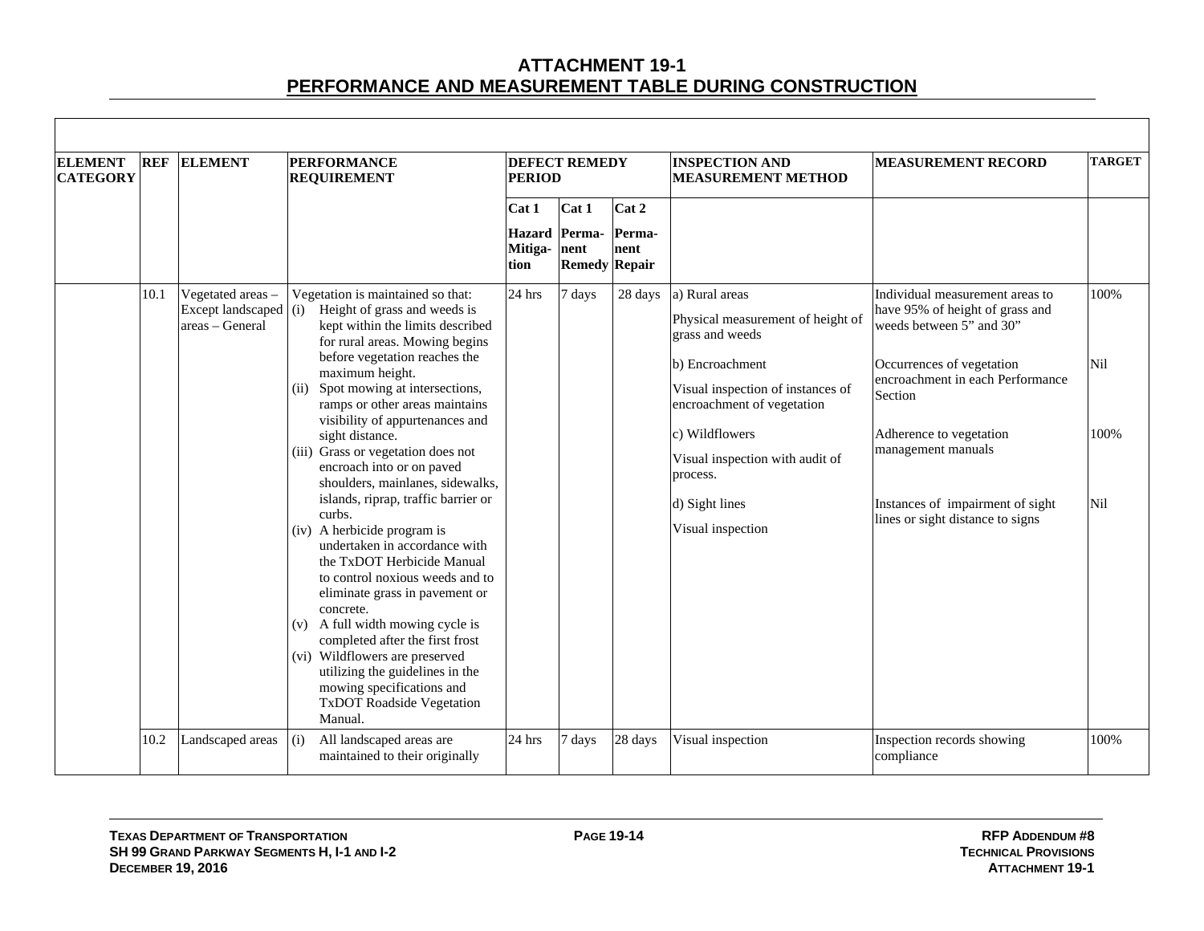# ATTACHMENT 19-1
## PERFORMANCE AND MEASUREMENT TABLE DURING CONSTRUCTION

| ELEMENT CATEGORY | REF | ELEMENT | PERFORMANCE REQUIREMENT | DEFECT REMEDY PERIOD | | | INSPECTION AND MEASUREMENT METHOD | MEASUREMENT RECORD | TARGET |
|---|---|---|---|---|---|---|---|---|---|
| | | | | Cat 1 Hazard Mitiga-tion | Cat 1 Perma-nent Remedy | Cat 2 Perma-nent Repair | | | |
| | 10.1 | Vegetated areas – Except landscaped areas – General | Vegetation is maintained so that: (i) Height of grass and weeds is kept within the limits described for rural areas. Mowing begins before vegetation reaches the maximum height. (ii) Spot mowing at intersections, ramps or other areas maintains visibility of appurtenances and sight distance. (iii) Grass or vegetation does not encroach into or on paved shoulders, mainlanes, sidewalks, islands, riprap, traffic barrier or curbs. (iv) A herbicide program is undertaken in accordance with the TxDOT Herbicide Manual to control noxious weeds and to eliminate grass in pavement or concrete. (v) A full width mowing cycle is completed after the first frost (vi) Wildflowers are preserved utilizing the guidelines in the mowing specifications and TxDOT Roadside Vegetation Manual. | 24 hrs | 7 days | 28 days | a) Rural areas<br>Physical measurement of height of grass and weeds<br>b) Encroachment<br>Visual inspection of instances of encroachment of vegetation<br>c) Wildflowers<br>Visual inspection with audit of process.<br>d) Sight lines<br>Visual inspection | Individual measurement areas to have 95% of height of grass and weeds between 5" and 30"<br>Occurrences of vegetation encroachment in each Performance Section<br>Adherence to vegetation management manuals<br>Instances of impairment of sight lines or sight distance to signs | 100%<br>Nil<br>100%<br>Nil |
| | 10.2 | Landscaped areas | (i) All landscaped areas are maintained to their originally | 24 hrs | 7 days | 28 days | Visual inspection | Inspection records showing compliance | 100% |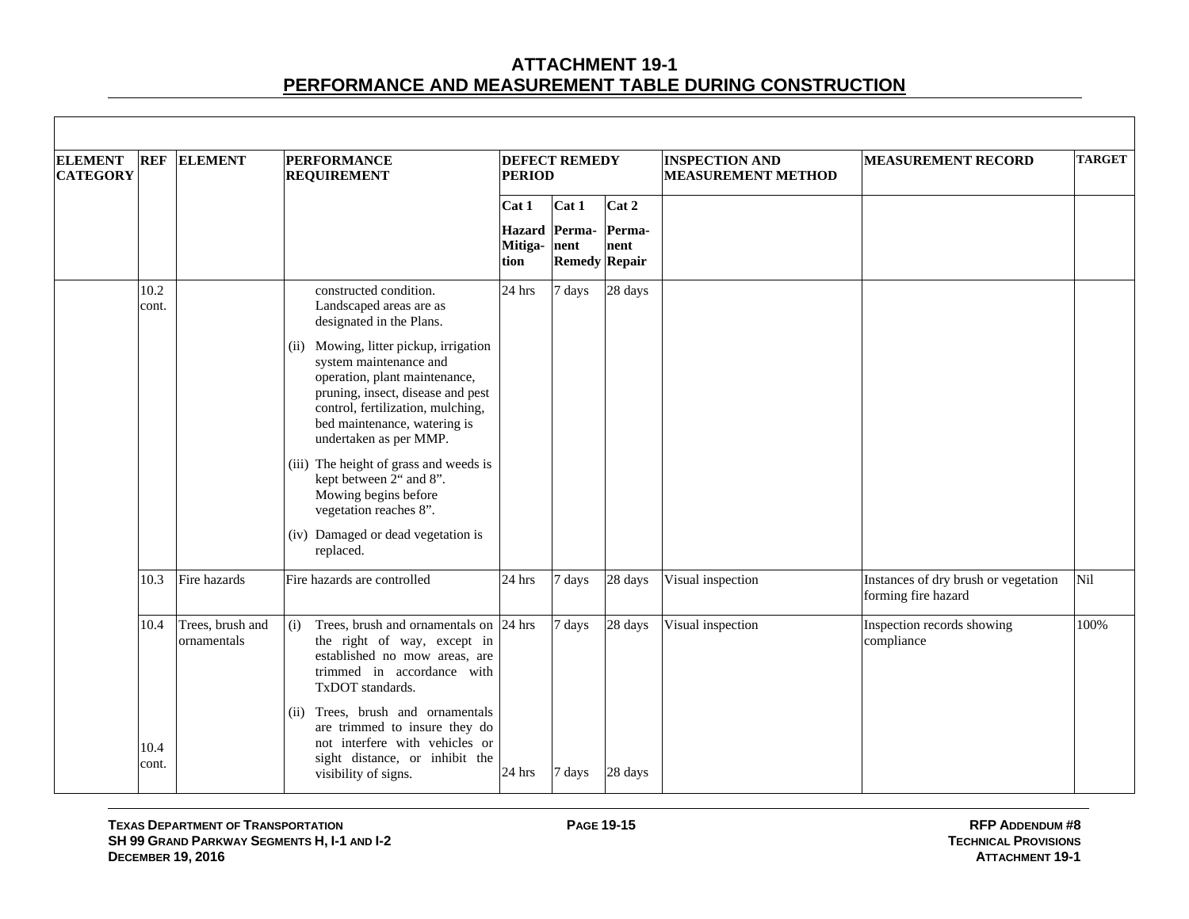# ATTACHMENT 19-1
## PERFORMANCE AND MEASUREMENT TABLE DURING CONSTRUCTION

| ELEMENT CATEGORY | REF | ELEMENT | PERFORMANCE REQUIREMENT | DEFECT REMEDY PERIOD | | | INSPECTION AND MEASUREMENT METHOD | MEASUREMENT RECORD | TARGET |
|---|---|---|---|---|---|---|---|---|---|
| | | | | Cat 1 Hazard Mitiga-tion | Cat 1 Perma-nent Remedy | Cat 2 Perma-nent Repair | | | |
| | 10.2 cont. | | constructed condition. Landscaped areas are as designated in the Plans.<br>(ii) Mowing, litter pickup, irrigation system maintenance and operation, plant maintenance, pruning, insect, disease and pest control, fertilization, mulching, bed maintenance, watering is undertaken as per MMP.<br>(iii) The height of grass and weeds is kept between 2" and 8". Mowing begins before vegetation reaches 8".<br>(iv) Damaged or dead vegetation is replaced. | 24 hrs | 7 days | 28 days | | | |
| | 10.3 | Fire hazards | Fire hazards are controlled | 24 hrs | 7 days | 28 days | Visual inspection | Instances of dry brush or vegetation forming fire hazard | Nil |
| | 10.4 | Trees, brush and ornamentals | (i) Trees, brush and ornamentals on the right of way, except in established no mow areas, are trimmed in accordance with TxDOT standards. | 24 hrs | 7 days | 28 days | Visual inspection | Inspection records showing compliance | 100% |
| | 10.4 cont. | | (ii) Trees, brush and ornamentals are trimmed to insure they do not interfere with vehicles or sight distance, or inhibit the visibility of signs. | 24 hrs | 7 days | 28 days | | | |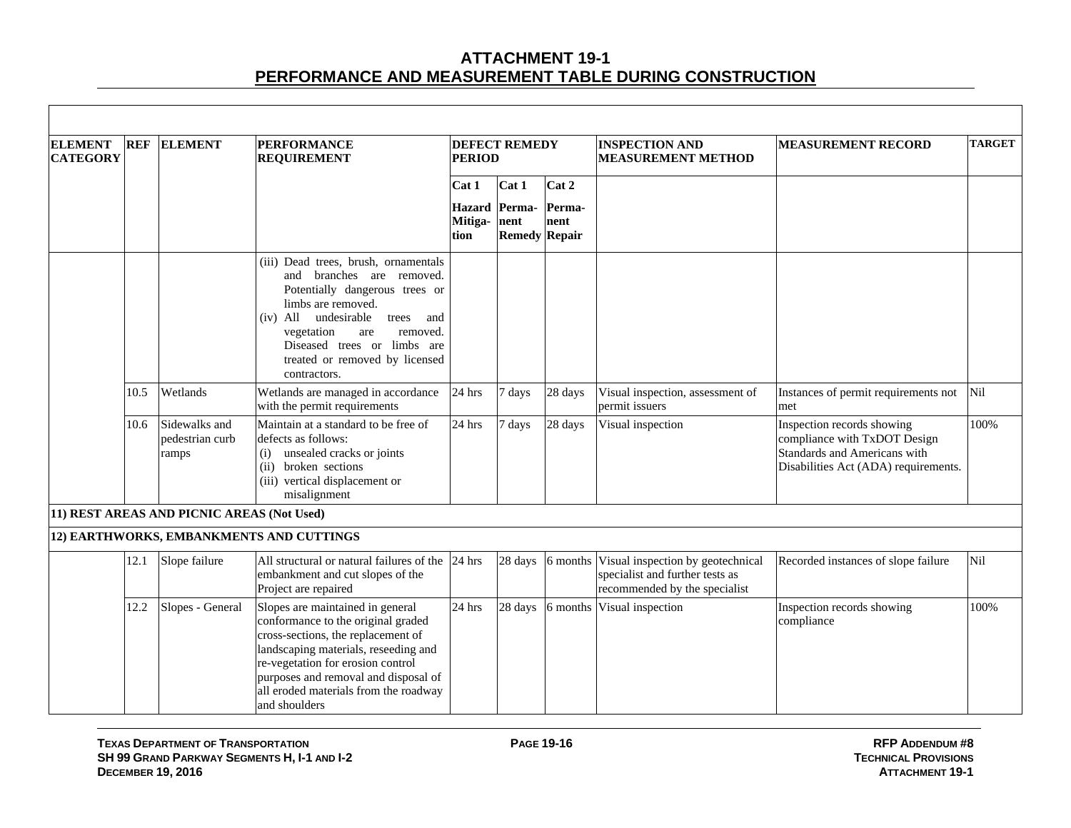# ATTACHMENT 19-1
## PERFORMANCE AND MEASUREMENT TABLE DURING CONSTRUCTION

| ELEMENT CATEGORY | REF | ELEMENT | PERFORMANCE REQUIREMENT | DEFECT REMEDY PERIOD | | | INSPECTION AND MEASUREMENT METHOD | MEASUREMENT RECORD | TARGET |
|---|---|---|---|---|---|---|---|---|---|
| | | | | Cat 1 Hazard Mitiga-tion | Cat 1 Perma-nent Remedy | Cat 2 Perma-nent Repair | | | |
| | | | (iii) Dead trees, brush, ornamentals and branches are removed. Potentially dangerous trees or limbs are removed.<br>(iv) All undesirable trees and vegetation are removed. Diseased trees or limbs are treated or removed by licensed contractors. | | | | | | |
| | 10.5 | Wetlands | Wetlands are managed in accordance with the permit requirements | 24 hrs | 7 days | 28 days | Visual inspection, assessment of permit issuers | Instances of permit requirements not met | Nil |
| | 10.6 | Sidewalks and pedestrian curb ramps | Maintain at a standard to be free of defects as follows:<br>(i) unsealed cracks or joints<br>(ii) broken sections<br>(iii) vertical displacement or misalignment | 24 hrs | 7 days | 28 days | Visual inspection | Inspection records showing compliance with TxDOT Design Standards and Americans with Disabilities Act (ADA) requirements. | 100% |
| **11) REST AREAS AND PICNIC AREAS (Not Used)** | | | | | | | | | |
| **12) EARTHWORKS, EMBANKMENTS AND CUTTINGS** | | | | | | | | | |
| | 12.1 | Slope failure | All structural or natural failures of the embankment and cut slopes of the Project are repaired | 24 hrs | 28 days | 6 months | Visual inspection by geotechnical specialist and further tests as recommended by the specialist | Recorded instances of slope failure | Nil |
| | 12.2 | Slopes - General | Slopes are maintained in general conformance to the original graded cross-sections, the replacement of landscaping materials, reseeding and re-vegetation for erosion control purposes and removal and disposal of all eroded materials from the roadway and shoulders | 24 hrs | 28 days | 6 months | Visual inspection | Inspection records showing compliance | 100% |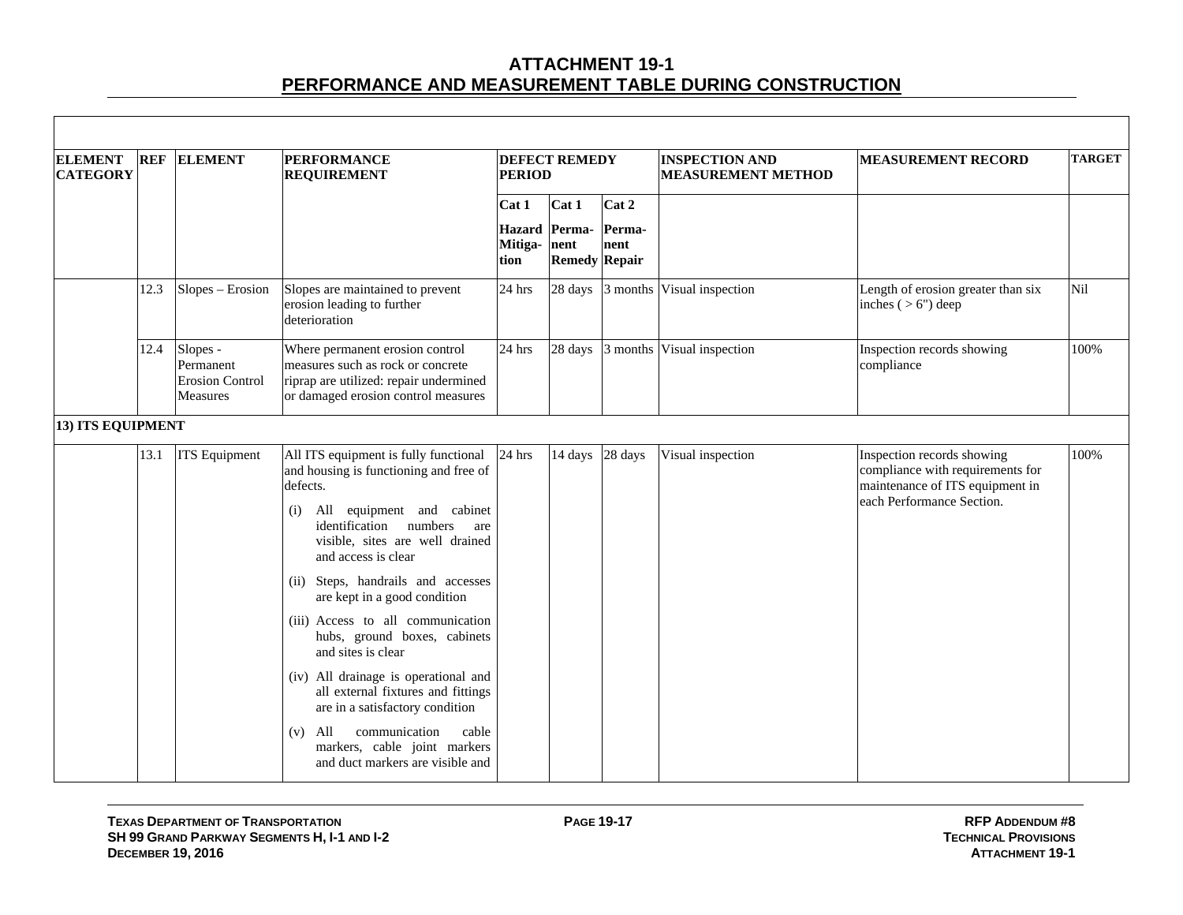# ATTACHMENT 19-1
## PERFORMANCE AND MEASUREMENT TABLE DURING CONSTRUCTION

| ELEMENT CATEGORY | REF | ELEMENT | PERFORMANCE REQUIREMENT | DEFECT REMEDY PERIOD | | | INSPECTION AND MEASUREMENT METHOD | MEASUREMENT RECORD | TARGET |
|---|---|---|---|---|---|---|---|---|---|
| | | | | Cat 1 Hazard Mitiga-tion | Cat 1 Perma-nent Remedy | Cat 2 Perma-nent Repair | | | |
| | 12.3 | Slopes – Erosion | Slopes are maintained to prevent erosion leading to further deterioration | 24 hrs | 28 days | 3 months | Visual inspection | Length of erosion greater than six inches ( > 6") deep | Nil |
| | 12.4 | Slopes - Permanent Erosion Control Measures | Where permanent erosion control measures such as rock or concrete riprap are utilized: repair undermined or damaged erosion control measures | 24 hrs | 28 days | 3 months | Visual inspection | Inspection records showing compliance | 100% |
| **13) ITS EQUIPMENT** | | | | | | | | | |
| | 13.1 | ITS Equipment | All ITS equipment is fully functional and housing is functioning and free of defects.<br>(i) All equipment and cabinet identification numbers are visible, sites are well drained and access is clear<br>(ii) Steps, handrails and accesses are kept in a good condition<br>(iii) Access to all communication hubs, ground boxes, cabinets and sites is clear<br>(iv) All drainage is operational and all external fixtures and fittings are in a satisfactory condition<br>(v) All communication cable markers, cable joint markers and duct markers are visible and | 24 hrs | 14 days | 28 days | Visual inspection | Inspection records showing compliance with requirements for maintenance of ITS equipment in each Performance Section. | 100% |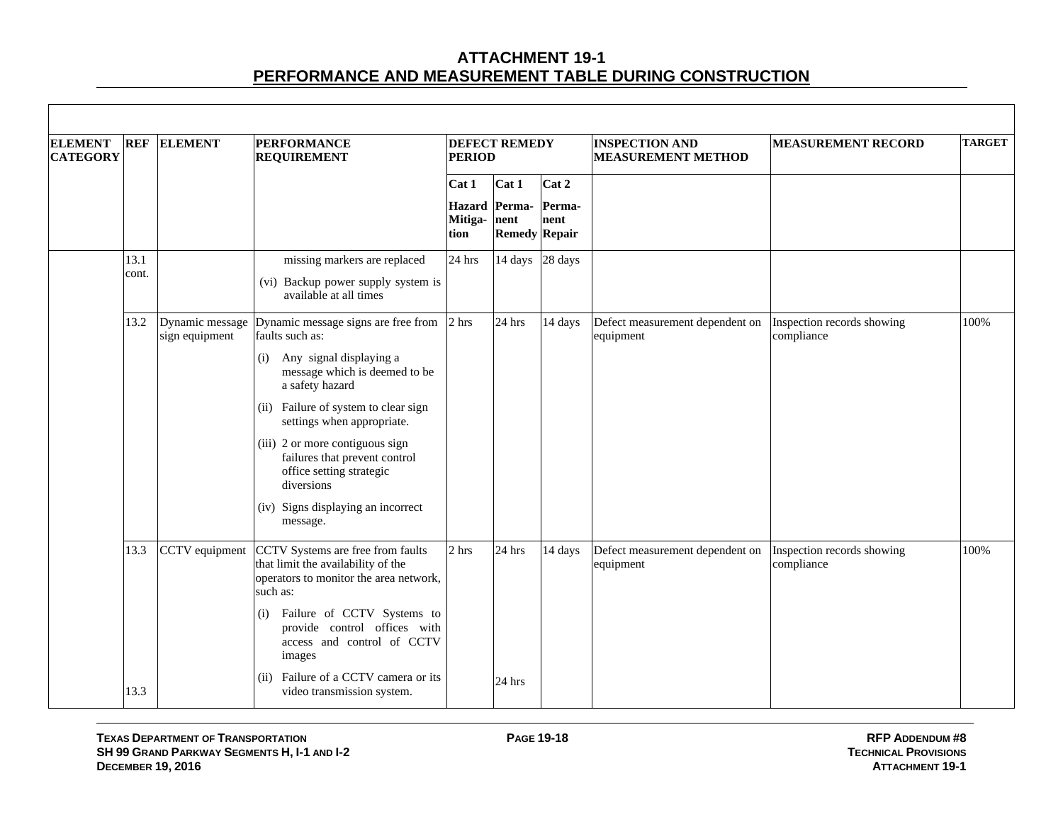# ATTACHMENT 19-1
## PERFORMANCE AND MEASUREMENT TABLE DURING CONSTRUCTION

| ELEMENT CATEGORY | REF | ELEMENT | PERFORMANCE REQUIREMENT | DEFECT REMEDY PERIOD | | | INSPECTION AND MEASUREMENT METHOD | MEASUREMENT RECORD | TARGET |
|---|---|---|---|---|---|---|---|---|---|
| | | | | Cat 1 Hazard Mitiga-tion | Cat 1 Perma-nent Remedy | Cat 2 Perma-nent Repair | | | |
| | 13.1 cont. | | missing markers are replaced<br>(vi) Backup power supply system is available at all times | 24 hrs | 14 days | 28 days | | | |
| | 13.2 | Dynamic message sign equipment | Dynamic message signs are free from faults such as:<br>(i) Any signal displaying a message which is deemed to be a safety hazard<br>(ii) Failure of system to clear sign settings when appropriate.<br>(iii) 2 or more contiguous sign failures that prevent control office setting strategic diversions<br>(iv) Signs displaying an incorrect message. | 2 hrs | 24 hrs | 14 days | Defect measurement dependent on equipment | Inspection records showing compliance | 100% |
| | 13.3 | CCTV equipment | CCTV Systems are free from faults that limit the availability of the operators to monitor the area network, such as:<br>(i) Failure of CCTV Systems to provide control offices with access and control of CCTV images | 2 hrs | 24 hrs | 14 days | Defect measurement dependent on equipment | Inspection records showing compliance | 100% |
| | 13.3 | | (ii) Failure of a CCTV camera or its video transmission system. | | 24 hrs | | | | |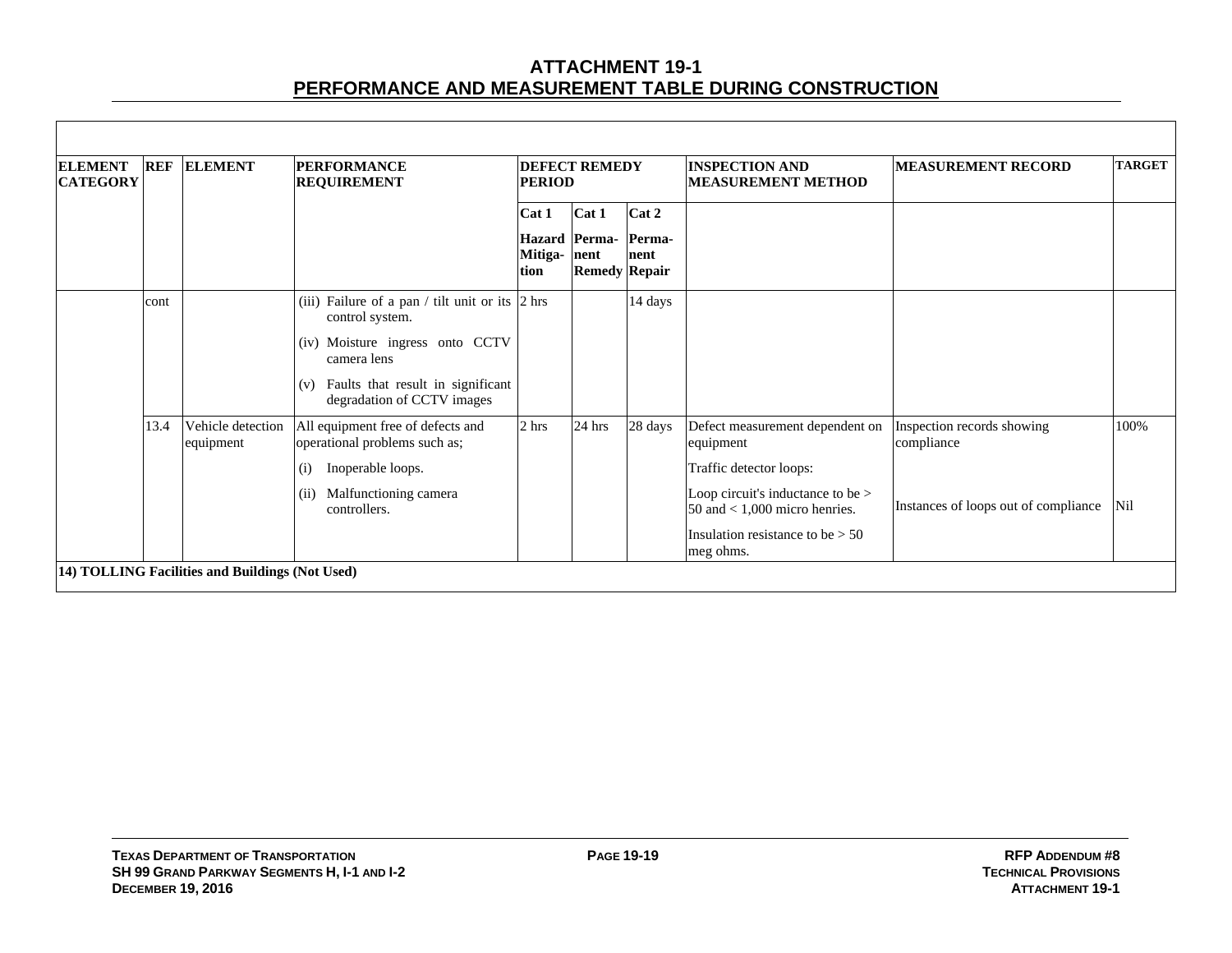# ATTACHMENT 19-1
## PERFORMANCE AND MEASUREMENT TABLE DURING CONSTRUCTION

| ELEMENT CATEGORY | REF | ELEMENT | PERFORMANCE REQUIREMENT | DEFECT REMEDY PERIOD | | | INSPECTION AND MEASUREMENT METHOD | MEASUREMENT RECORD | TARGET |
|---|---|---|---|---|---|---|---|---|---|
| | | | | Cat 1 Hazard Mitiga-tion | Cat 1 Perma-nent Remedy | Cat 2 Perma-nent Repair | | | |
| | cont | | (iii) Failure of a pan / tilt unit or its control system.<br>(iv) Moisture ingress onto CCTV camera lens<br>(v) Faults that result in significant degradation of CCTV images | 2 hrs | | 14 days | | | |
| | 13.4 | Vehicle detection equipment | All equipment free of defects and operational problems such as;<br>(i) Inoperable loops.<br>(ii) Malfunctioning camera controllers. | 2 hrs | 24 hrs | 28 days | Defect measurement dependent on equipment<br>Traffic detector loops:<br>Loop circuit's inductance to be > 50 and < 1,000 micro henries.<br>Insulation resistance to be > 50 meg ohms. | Inspection records showing compliance<br>Instances of loops out of compliance | 100%<br>Nil |
| **14) TOLLING Facilities and Buildings (Not Used)** | | | | | | | | | |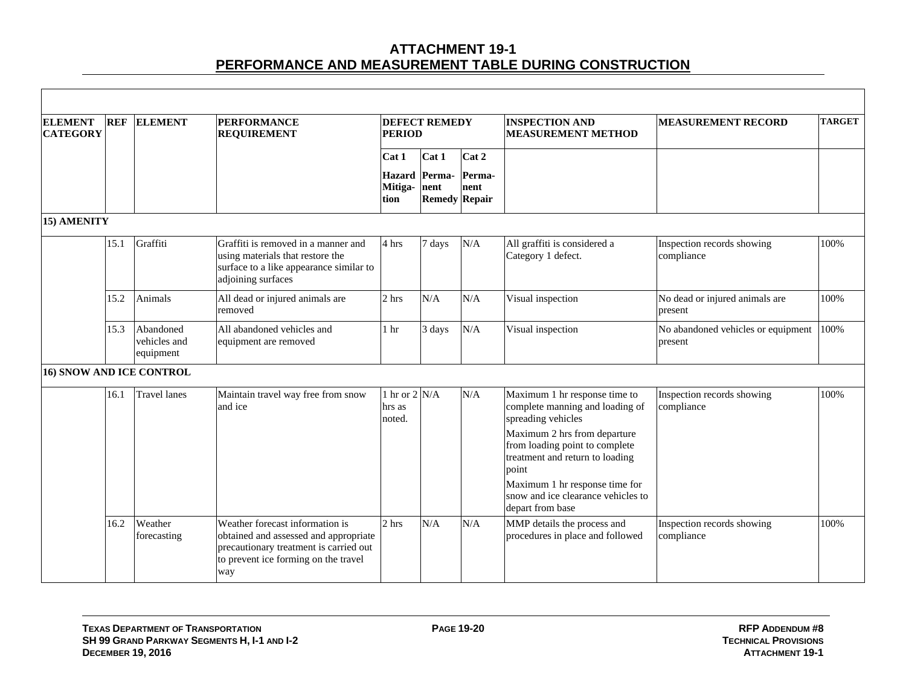# ATTACHMENT 19-1
## PERFORMANCE AND MEASUREMENT TABLE DURING CONSTRUCTION

| ELEMENT CATEGORY | REF | ELEMENT | PERFORMANCE REQUIREMENT | DEFECT REMEDY PERIOD | | | INSPECTION AND MEASUREMENT METHOD | MEASUREMENT RECORD | TARGET |
|---|---|---|---|---|---|---|---|---|---|
| | | | | Cat 1 Hazard Mitiga-tion | Cat 1 Perma-nent Remedy | Cat 2 Perma-nent Repair | | | |
| **15) AMENITY** | | | | | | | | | |
| | 15.1 | Graffiti | Graffiti is removed in a manner and using materials that restore the surface to a like appearance similar to adjoining surfaces | 4 hrs | 7 days | N/A | All graffiti is considered a Category 1 defect. | Inspection records showing compliance | 100% |
| | 15.2 | Animals | All dead or injured animals are removed | 2 hrs | N/A | N/A | Visual inspection | No dead or injured animals are present | 100% |
| | 15.3 | Abandoned vehicles and equipment | All abandoned vehicles and equipment are removed | 1 hr | 3 days | N/A | Visual inspection | No abandoned vehicles or equipment present | 100% |
| **16) SNOW AND ICE CONTROL** | | | | | | | | | |
| | 16.1 | Travel lanes | Maintain travel way free from snow and ice | 1 hr or 2 hrs as noted. | N/A | N/A | Maximum 1 hr response time to complete manning and loading of spreading vehicles<br>Maximum 2 hrs from departure from loading point to complete treatment and return to loading point<br>Maximum 1 hr response time for snow and ice clearance vehicles to depart from base | Inspection records showing compliance | 100% |
| | 16.2 | Weather forecasting | Weather forecast information is obtained and assessed and appropriate precautionary treatment is carried out to prevent ice forming on the travel way | 2 hrs | N/A | N/A | MMP details the process and procedures in place and followed | Inspection records showing compliance | 100% |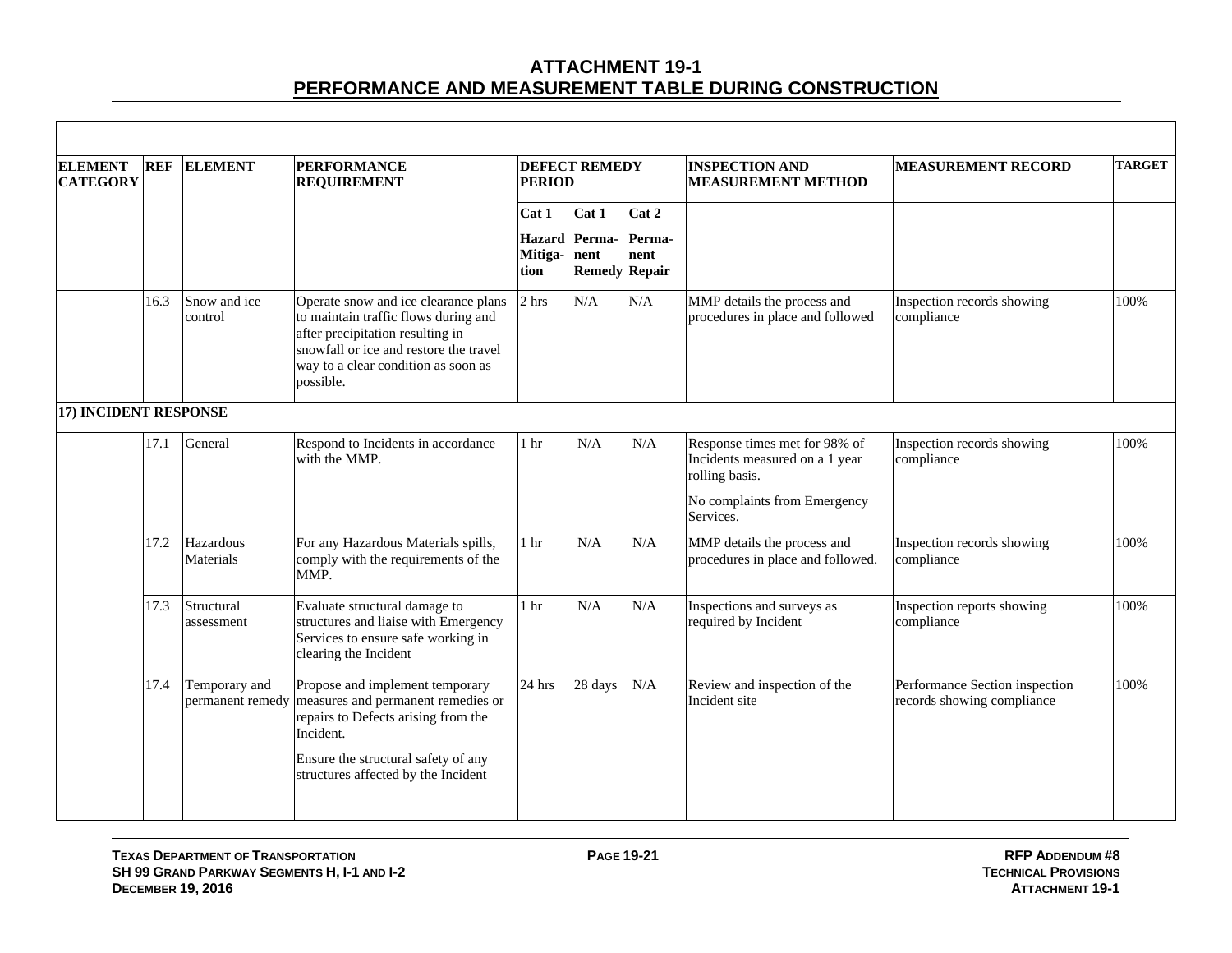# ATTACHMENT 19-1
## PERFORMANCE AND MEASUREMENT TABLE DURING CONSTRUCTION

| ELEMENT CATEGORY | REF | ELEMENT | PERFORMANCE REQUIREMENT | DEFECT REMEDY PERIOD | | | INSPECTION AND MEASUREMENT METHOD | MEASUREMENT RECORD | TARGET |
|---|---|---|---|---|---|---|---|---|---|
| | | | | Cat 1 Hazard Mitiga-tion | Cat 1 Perma-nent Remedy | Cat 2 Perma-nent Repair | | | |
| | 16.3 | Snow and ice control | Operate snow and ice clearance plans to maintain traffic flows during and after precipitation resulting in snowfall or ice and restore the travel way to a clear condition as soon as possible. | 2 hrs | N/A | N/A | MMP details the process and procedures in place and followed | Inspection records showing compliance | 100% |
| **17) INCIDENT RESPONSE** | | | | | | | | | |
| | 17.1 | General | Respond to Incidents in accordance with the MMP. | 1 hr | N/A | N/A | Response times met for 98% of Incidents measured on a 1 year rolling basis.<br><br>No complaints from Emergency Services. | Inspection records showing compliance | 100% |
| | 17.2 | Hazardous Materials | For any Hazardous Materials spills, comply with the requirements of the MMP. | 1 hr | N/A | N/A | MMP details the process and procedures in place and followed. | Inspection records showing compliance | 100% |
| | 17.3 | Structural assessment | Evaluate structural damage to structures and liaise with Emergency Services to ensure safe working in clearing the Incident | 1 hr | N/A | N/A | Inspections and surveys as required by Incident | Inspection reports showing compliance | 100% |
| | 17.4 | Temporary and permanent remedy | Propose and implement temporary measures and permanent remedies or repairs to Defects arising from the Incident.<br><br>Ensure the structural safety of any structures affected by the Incident | 24 hrs | 28 days | N/A | Review and inspection of the Incident site | Performance Section inspection records showing compliance | 100% |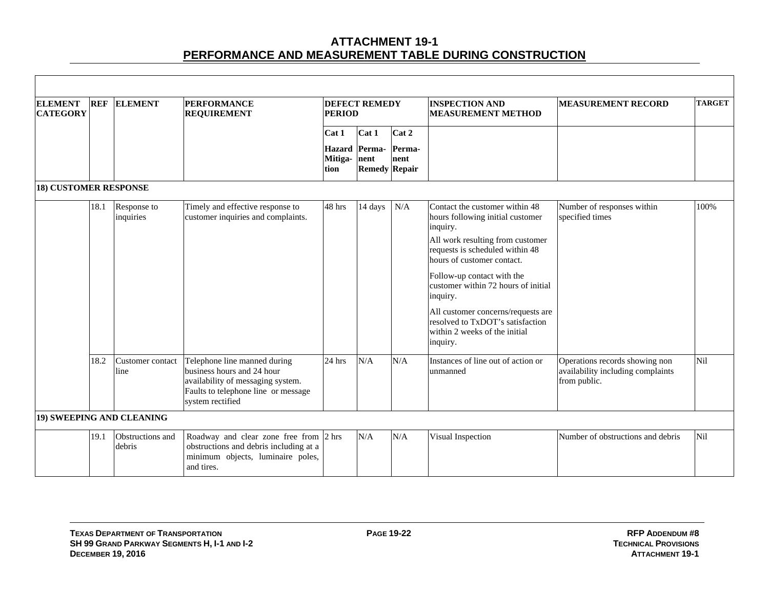# ATTACHMENT 19-1
## PERFORMANCE AND MEASUREMENT TABLE DURING CONSTRUCTION

| ELEMENT CATEGORY | REF | ELEMENT | PERFORMANCE REQUIREMENT | DEFECT REMEDY PERIOD | | | INSPECTION AND MEASUREMENT METHOD | MEASUREMENT RECORD | TARGET |
|---|---|---|---|---|---|---|---|---|---|
| | | | | Cat 1 Hazard Mitiga-tion | Cat 1 Perma-nent Remedy | Cat 2 Perma-nent Repair | | | |
| **18) CUSTOMER RESPONSE** | | | | | | | | | |
| | 18.1 | Response to inquiries | Timely and effective response to customer inquiries and complaints. | 48 hrs | 14 days | N/A | Contact the customer within 48 hours following initial customer inquiry.<br>All work resulting from customer requests is scheduled within 48 hours of customer contact.<br>Follow-up contact with the customer within 72 hours of initial inquiry.<br>All customer concerns/requests are resolved to TxDOT's satisfaction within 2 weeks of the initial inquiry. | Number of responses within specified times | 100% |
| | 18.2 | Customer contact line | Telephone line manned during business hours and 24 hour availability of messaging system. Faults to telephone line or message system rectified | 24 hrs | N/A | N/A | Instances of line out of action or unmanned | Operations records showing non availability including complaints from public. | Nil |
| **19) SWEEPING AND CLEANING** | | | | | | | | | |
| | 19.1 | Obstructions and debris | Roadway and clear zone free from obstructions and debris including at a minimum objects, luminaire poles, and tires. | 2 hrs | N/A | N/A | Visual Inspection | Number of obstructions and debris | Nil |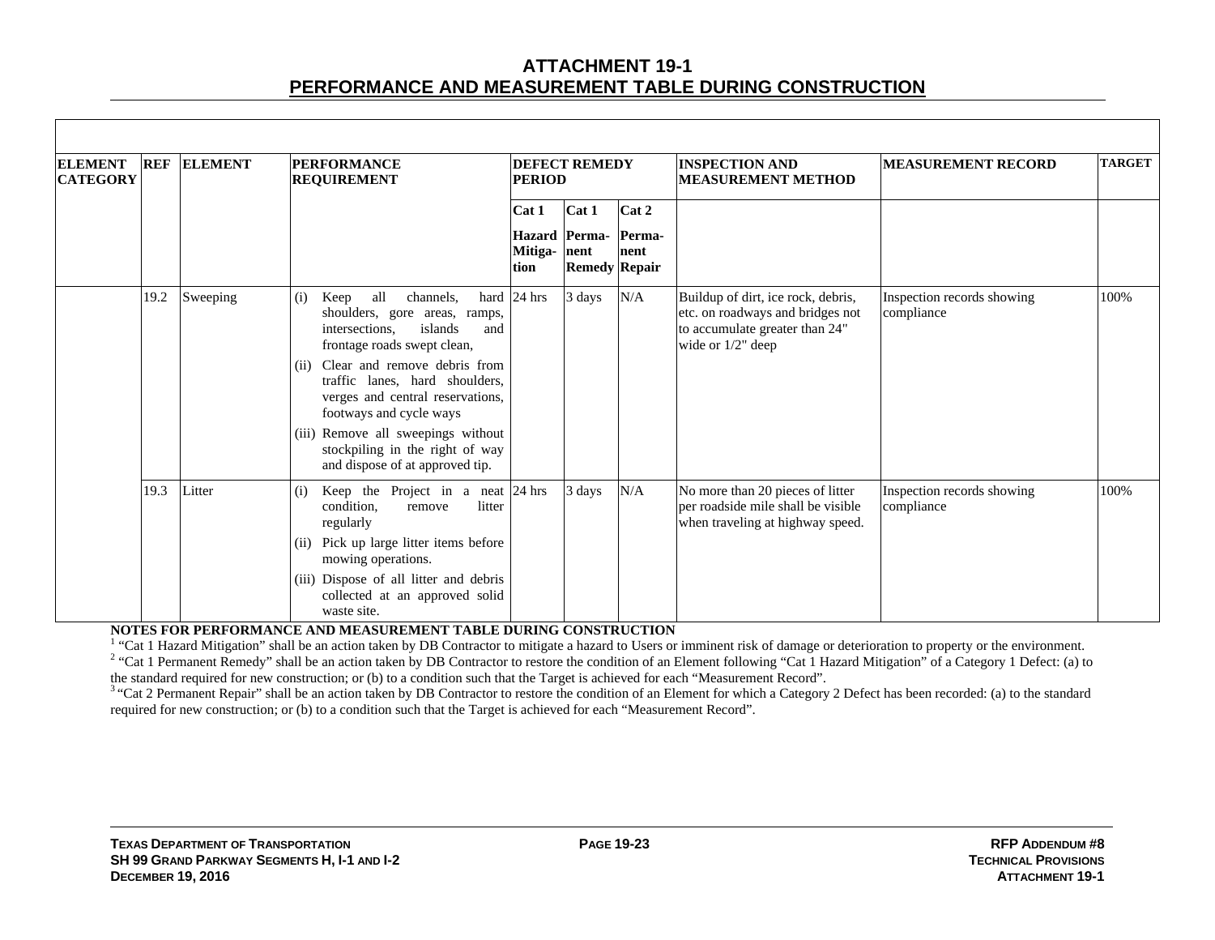# ATTACHMENT 19-1

## PERFORMANCE AND MEASUREMENT TABLE DURING CONSTRUCTION

| ELEMENT CATEGORY | REF | ELEMENT | PERFORMANCE REQUIREMENT | DEFECT REMEDY PERIOD | | | INSPECTION AND MEASUREMENT METHOD | MEASUREMENT RECORD | TARGET |
|---|---|---|---|---|---|---|---|---|---|
| | | | | Cat 1 Hazard Mitigation | Cat 1 Permanent Remedy | Cat 2 Permanent Repair | | | |
| | 19.2 | Sweeping | (i) Keep all channels, hard shoulders, gore areas, ramps, intersections, islands and frontage roads swept clean,<br>(ii) Clear and remove debris from traffic lanes, hard shoulders, verges and central reservations, footways and cycle ways<br>(iii) Remove all sweepings without stockpiling in the right of way and dispose of at approved tip. | 24 hrs | 3 days | N/A | Buildup of dirt, ice rock, debris, etc. on roadways and bridges not to accumulate greater than 24" wide or 1/2" deep | Inspection records showing compliance | 100% |
| | 19.3 | Litter | (i) Keep the Project in a neat condition, remove litter regularly<br>(ii) Pick up large litter items before mowing operations.<br>(iii) Dispose of all litter and debris collected at an approved solid waste site. | 24 hrs | 3 days | N/A | No more than 20 pieces of litter per roadside mile shall be visible when traveling at highway speed. | Inspection records showing compliance | 100% |

**NOTES FOR PERFORMANCE AND MEASUREMENT TABLE DURING CONSTRUCTION**

[1] "Cat 1 Hazard Mitigation" shall be an action taken by DB Contractor to mitigate a hazard to Users or imminent risk of damage or deterioration to property or the environment.

[2] "Cat 1 Permanent Remedy" shall be an action taken by DB Contractor to restore the condition of an Element following "Cat 1 Hazard Mitigation" of a Category 1 Defect: (a) to the standard required for new construction; or (b) to a condition such that the Target is achieved for each "Measurement Record".

[3] "Cat 2 Permanent Repair" shall be an action taken by DB Contractor to restore the condition of an Element for which a Category 2 Defect has been recorded: (a) to the standard required for new construction; or (b) to a condition such that the Target is achieved for each "Measurement Record".